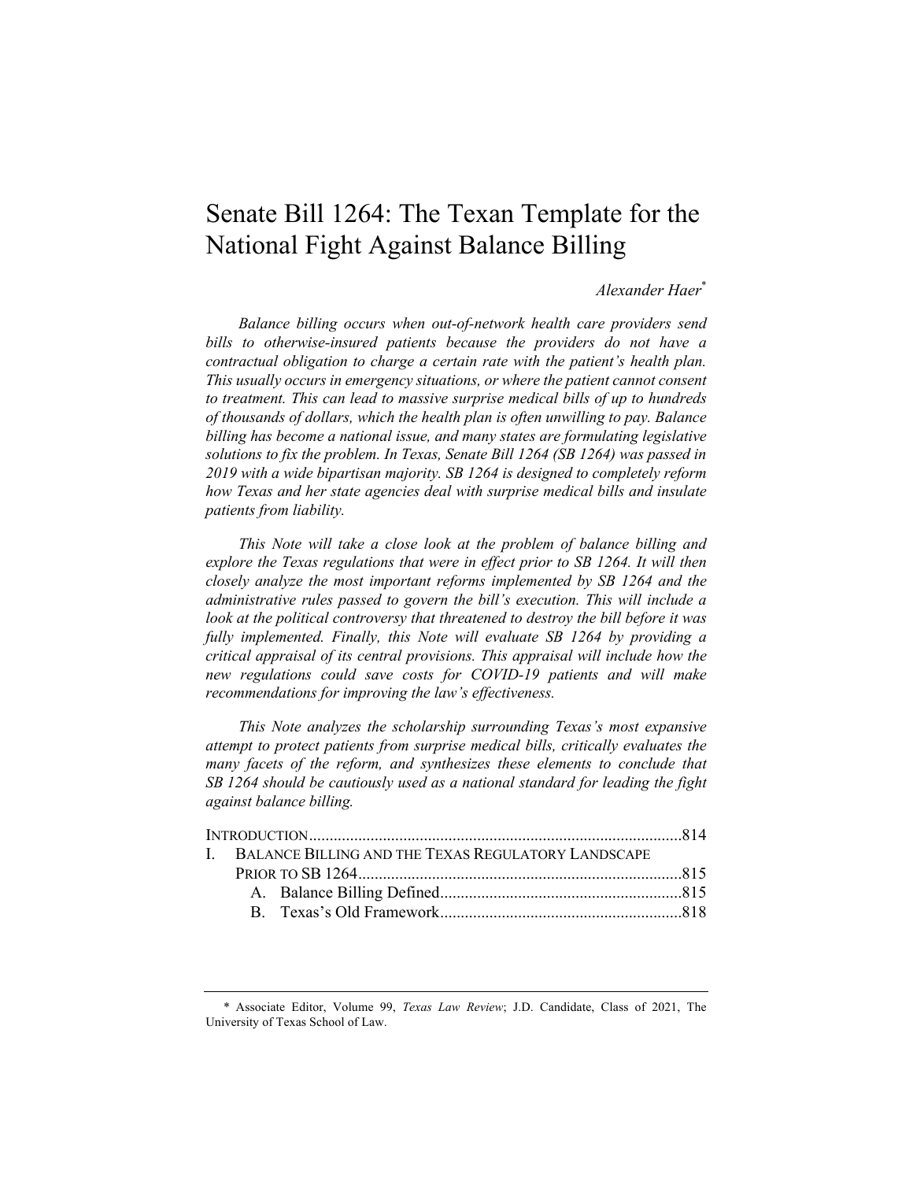# Senate Bill 1264: The Texan Template for the National Fight Against Balance Billing

*Alexander Haer*[*]

*Balance billing occurs when out-of-network health care providers send bills to otherwise-insured patients because the providers do not have a contractual obligation to charge a certain rate with the patient's health plan. This usually occurs in emergency situations, or where the patient cannot consent to treatment. This can lead to massive surprise medical bills of up to hundreds of thousands of dollars, which the health plan is often unwilling to pay. Balance billing has become a national issue, and many states are formulating legislative solutions to fix the problem. In Texas, Senate Bill 1264 (SB 1264) was passed in 2019 with a wide bipartisan majority. SB 1264 is designed to completely reform how Texas and her state agencies deal with surprise medical bills and insulate patients from liability.*

*This Note will take a close look at the problem of balance billing and explore the Texas regulations that were in effect prior to SB 1264. It will then closely analyze the most important reforms implemented by SB 1264 and the administrative rules passed to govern the bill's execution. This will include a look at the political controversy that threatened to destroy the bill before it was fully implemented. Finally, this Note will evaluate SB 1264 by providing a critical appraisal of its central provisions. This appraisal will include how the new regulations could save costs for COVID-19 patients and will make recommendations for improving the law's effectiveness.*

*This Note analyzes the scholarship surrounding Texas's most expansive attempt to protect patients from surprise medical bills, critically evaluates the many facets of the reform, and synthesizes these elements to conclude that SB 1264 should be cautiously used as a national standard for leading the fight against balance billing.*

INTRODUCTION ....................................................................................814
I. BALANCE BILLING AND THE TEXAS REGULATORY LANDSCAPE PRIOR TO SB 1264 ....................................................................815
 A. Balance Billing Defined ...........................................................815
 B. Texas's Old Framework ...........................................................818

---

[*] Associate Editor, Volume 99, *Texas Law Review*; J.D. Candidate, Class of 2021, The University of Texas School of Law.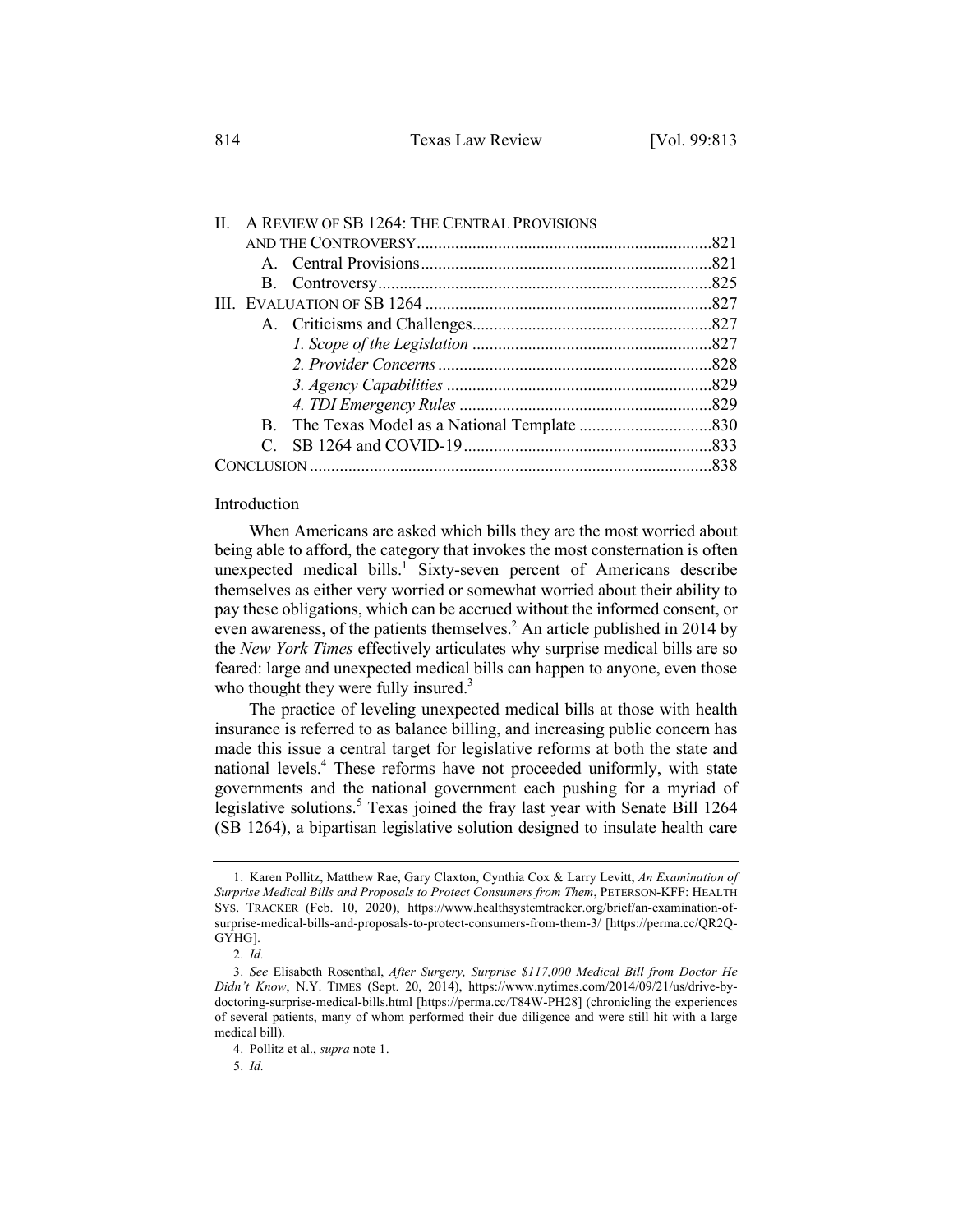| | | |
|---|---|---|
| II. | A REVIEW OF SB 1264: THE CENTRAL PROVISIONS AND THE CONTROVERSY | 821 |
| | A. Central Provisions | 821 |
| | B. Controversy | 825 |
| III. | EVALUATION OF SB 1264 | 827 |
| | A. Criticisms and Challenges | 827 |
| | *1. Scope of the Legislation* | 827 |
| | *2. Provider Concerns* | 828 |
| | *3. Agency Capabilities* | 829 |
| | *4. TDI Emergency Rules* | 829 |
| | B. The Texas Model as a National Template | 830 |
| | C. SB 1264 and COVID-19 | 833 |
| CONCLUSION | | 838 |

## Introduction

When Americans are asked which bills they are the most worried about being able to afford, the category that invokes the most consternation is often unexpected medical bills.[1] Sixty-seven percent of Americans describe themselves as either very worried or somewhat worried about their ability to pay these obligations, which can be accrued without the informed consent, or even awareness, of the patients themselves.[2] An article published in 2014 by the *New York Times* effectively articulates why surprise medical bills are so feared: large and unexpected medical bills can happen to anyone, even those who thought they were fully insured.[3]

The practice of leveling unexpected medical bills at those with health insurance is referred to as balance billing, and increasing public concern has made this issue a central target for legislative reforms at both the state and national levels.[4] These reforms have not proceeded uniformly, with state governments and the national government each pushing for a myriad of legislative solutions.[5] Texas joined the fray last year with Senate Bill 1264 (SB 1264), a bipartisan legislative solution designed to insulate health care

---

1. Karen Pollitz, Matthew Rae, Gary Claxton, Cynthia Cox & Larry Levitt, *An Examination of Surprise Medical Bills and Proposals to Protect Consumers from Them*, PETERSON-KFF: HEALTH SYS. TRACKER (Feb. 10, 2020), https://www.healthsystemtracker.org/brief/an-examination-of-surprise-medical-bills-and-proposals-to-protect-consumers-from-them-3/ [https://perma.cc/QR2Q-GYHG].

2. *Id.*

3. *See* Elisabeth Rosenthal, *After Surgery, Surprise $117,000 Medical Bill from Doctor He Didn't Know*, N.Y. TIMES (Sept. 20, 2014), https://www.nytimes.com/2014/09/21/us/drive-by-doctoring-surprise-medical-bills.html [https://perma.cc/T84W-PH28] (chronicling the experiences of several patients, many of whom performed their due diligence and were still hit with a large medical bill).

4. Pollitz et al., *supra* note 1.

5. *Id.*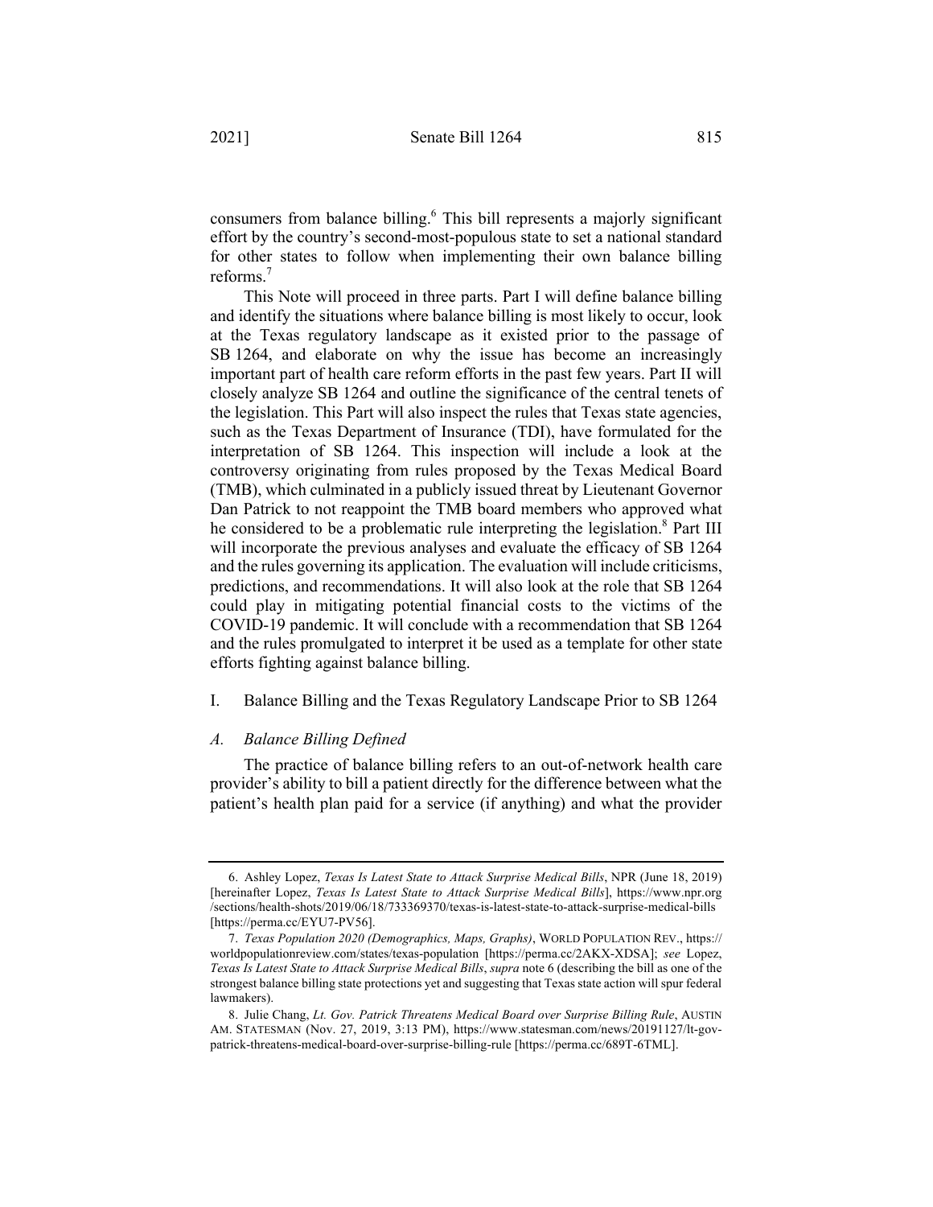consumers from balance billing.[6] This bill represents a majorly significant effort by the country's second-most-populous state to set a national standard for other states to follow when implementing their own balance billing reforms.[7]

This Note will proceed in three parts. Part I will define balance billing and identify the situations where balance billing is most likely to occur, look at the Texas regulatory landscape as it existed prior to the passage of SB 1264, and elaborate on why the issue has become an increasingly important part of health care reform efforts in the past few years. Part II will closely analyze SB 1264 and outline the significance of the central tenets of the legislation. This Part will also inspect the rules that Texas state agencies, such as the Texas Department of Insurance (TDI), have formulated for the interpretation of SB 1264. This inspection will include a look at the controversy originating from rules proposed by the Texas Medical Board (TMB), which culminated in a publicly issued threat by Lieutenant Governor Dan Patrick to not reappoint the TMB board members who approved what he considered to be a problematic rule interpreting the legislation.[8] Part III will incorporate the previous analyses and evaluate the efficacy of SB 1264 and the rules governing its application. The evaluation will include criticisms, predictions, and recommendations. It will also look at the role that SB 1264 could play in mitigating potential financial costs to the victims of the COVID-19 pandemic. It will conclude with a recommendation that SB 1264 and the rules promulgated to interpret it be used as a template for other state efforts fighting against balance billing.

## I. Balance Billing and the Texas Regulatory Landscape Prior to SB 1264

### *A. Balance Billing Defined*

The practice of balance billing refers to an out-of-network health care provider's ability to bill a patient directly for the difference between what the patient's health plan paid for a service (if anything) and what the provider

---

6. Ashley Lopez, *Texas Is Latest State to Attack Surprise Medical Bills*, NPR (June 18, 2019) [hereinafter Lopez, *Texas Is Latest State to Attack Surprise Medical Bills*], https://www.npr.org/sections/health-shots/2019/06/18/733369370/texas-is-latest-state-to-attack-surprise-medical-bills [https://perma.cc/EYU7-PV56].

7. *Texas Population 2020 (Demographics, Maps, Graphs)*, WORLD POPULATION REV., https://worldpopulationreview.com/states/texas-population [https://perma.cc/2AKX-XDSA]; *see* Lopez, *Texas Is Latest State to Attack Surprise Medical Bills*, *supra* note 6 (describing the bill as one of the strongest balance billing state protections yet and suggesting that Texas state action will spur federal lawmakers).

8. Julie Chang, *Lt. Gov. Patrick Threatens Medical Board over Surprise Billing Rule*, AUSTIN AM. STATESMAN (Nov. 27, 2019, 3:13 PM), https://www.statesman.com/news/20191127/lt-gov-patrick-threatens-medical-board-over-surprise-billing-rule [https://perma.cc/689T-6TML].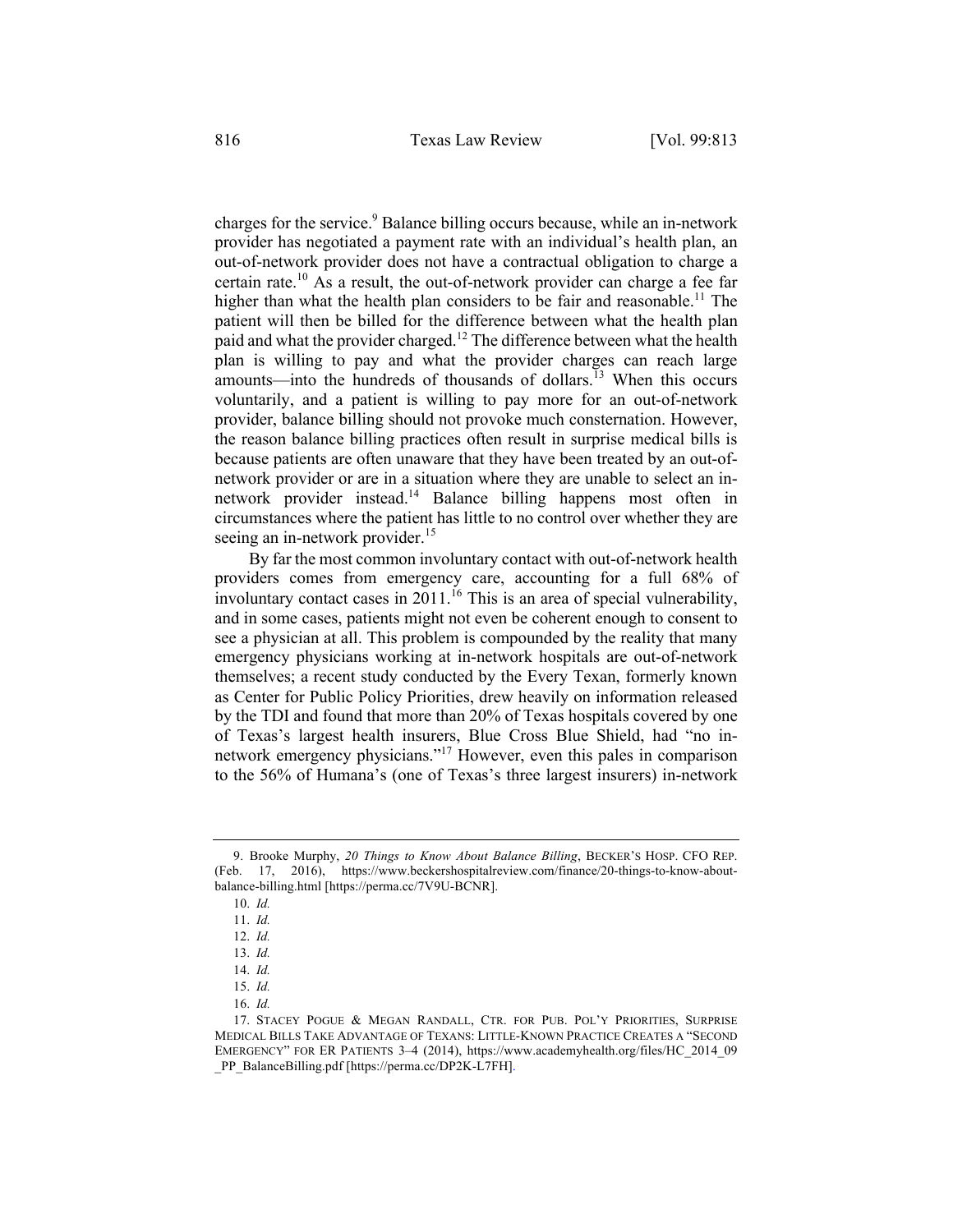charges for the service.[9] Balance billing occurs because, while an in-network provider has negotiated a payment rate with an individual's health plan, an out-of-network provider does not have a contractual obligation to charge a certain rate.[10] As a result, the out-of-network provider can charge a fee far higher than what the health plan considers to be fair and reasonable.[11] The patient will then be billed for the difference between what the health plan paid and what the provider charged.[12] The difference between what the health plan is willing to pay and what the provider charges can reach large amounts—into the hundreds of thousands of dollars.[13] When this occurs voluntarily, and a patient is willing to pay more for an out-of-network provider, balance billing should not provoke much consternation. However, the reason balance billing practices often result in surprise medical bills is because patients are often unaware that they have been treated by an out-of-network provider or are in a situation where they are unable to select an in-network provider instead.[14] Balance billing happens most often in circumstances where the patient has little to no control over whether they are seeing an in-network provider.[15]

By far the most common involuntary contact with out-of-network health providers comes from emergency care, accounting for a full 68% of involuntary contact cases in 2011.[16] This is an area of special vulnerability, and in some cases, patients might not even be coherent enough to consent to see a physician at all. This problem is compounded by the reality that many emergency physicians working at in-network hospitals are out-of-network themselves; a recent study conducted by the Every Texan, formerly known as Center for Public Policy Priorities, drew heavily on information released by the TDI and found that more than 20% of Texas hospitals covered by one of Texas's largest health insurers, Blue Cross Blue Shield, had "no in-network emergency physicians."[17] However, even this pales in comparison to the 56% of Humana's (one of Texas's three largest insurers) in-network

---

9. Brooke Murphy, *20 Things to Know About Balance Billing*, BECKER'S HOSP. CFO REP. (Feb. 17, 2016), https://www.beckershospitalreview.com/finance/20-things-to-know-about-balance-billing.html [https://perma.cc/7V9U-BCNR].

10. *Id.*

11. *Id.*

12. *Id.*

13. *Id.*

14. *Id.*

15. *Id.*

16. *Id.*

17. STACEY POGUE & MEGAN RANDALL, CTR. FOR PUB. POL'Y PRIORITIES, SURPRISE MEDICAL BILLS TAKE ADVANTAGE OF TEXANS: LITTLE-KNOWN PRACTICE CREATES A "SECOND EMERGENCY" FOR ER PATIENTS 3–4 (2014), https://www.academyhealth.org/files/HC_2014_09_PP_BalanceBilling.pdf [https://perma.cc/DP2K-L7FH].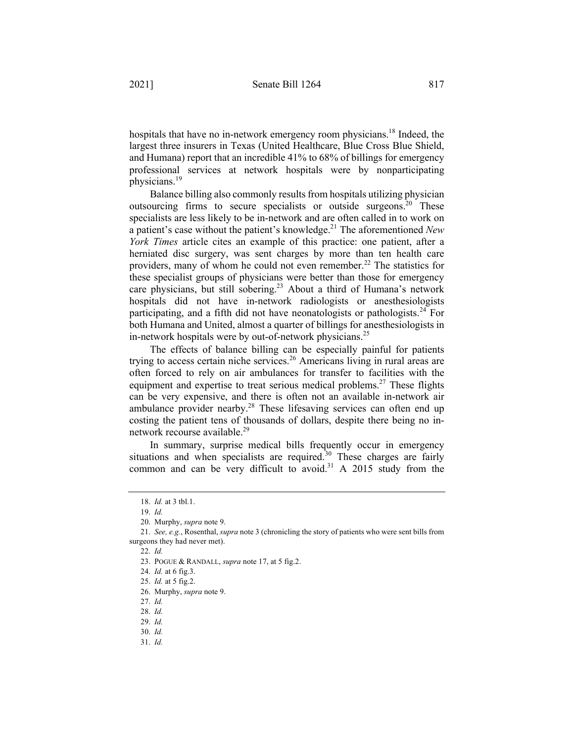hospitals that have no in-network emergency room physicians.[18] Indeed, the largest three insurers in Texas (United Healthcare, Blue Cross Blue Shield, and Humana) report that an incredible 41% to 68% of billings for emergency professional services at network hospitals were by nonparticipating physicians.[19]

Balance billing also commonly results from hospitals utilizing physician outsourcing firms to secure specialists or outside surgeons.[20] These specialists are less likely to be in-network and are often called in to work on a patient's case without the patient's knowledge.[21] The aforementioned *New York Times* article cites an example of this practice: one patient, after a herniated disc surgery, was sent charges by more than ten health care providers, many of whom he could not even remember.[22] The statistics for these specialist groups of physicians were better than those for emergency care physicians, but still sobering.[23] About a third of Humana's network hospitals did not have in-network radiologists or anesthesiologists participating, and a fifth did not have neonatologists or pathologists.[24] For both Humana and United, almost a quarter of billings for anesthesiologists in in-network hospitals were by out-of-network physicians.[25]

The effects of balance billing can be especially painful for patients trying to access certain niche services.[26] Americans living in rural areas are often forced to rely on air ambulances for transfer to facilities with the equipment and expertise to treat serious medical problems.[27] These flights can be very expensive, and there is often not an available in-network air ambulance provider nearby.[28] These lifesaving services can often end up costing the patient tens of thousands of dollars, despite there being no in-network recourse available.[29]

In summary, surprise medical bills frequently occur in emergency situations and when specialists are required.[30] These charges are fairly common and can be very difficult to avoid.[31] A 2015 study from the

---

18. *Id.* at 3 tbl.1.

19. *Id.*

20. Murphy, *supra* note 9.

21. *See, e.g.*, Rosenthal, *supra* note 3 (chronicling the story of patients who were sent bills from surgeons they had never met).

22. *Id.*

23. POGUE & RANDALL, *supra* note 17, at 5 fig.2.

24. *Id.* at 6 fig.3.

25. *Id.* at 5 fig.2.

26. Murphy, *supra* note 9.

27. *Id.*

28. *Id.*

29. *Id.*

30. *Id.*

31. *Id.*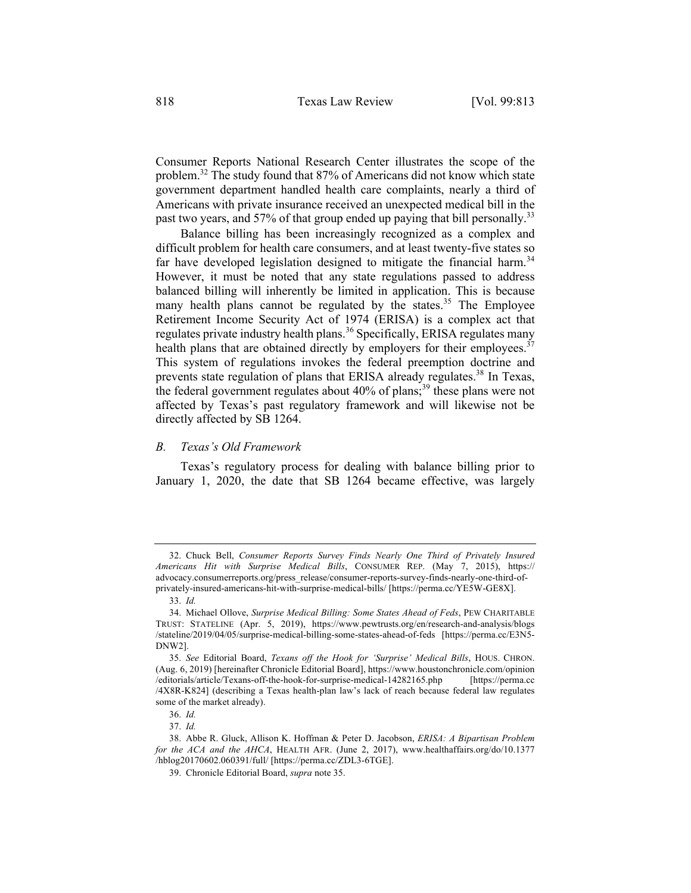Consumer Reports National Research Center illustrates the scope of the problem.[32] The study found that 87% of Americans did not know which state government department handled health care complaints, nearly a third of Americans with private insurance received an unexpected medical bill in the past two years, and 57% of that group ended up paying that bill personally.[33]

Balance billing has been increasingly recognized as a complex and difficult problem for health care consumers, and at least twenty-five states so far have developed legislation designed to mitigate the financial harm.[34] However, it must be noted that any state regulations passed to address balanced billing will inherently be limited in application. This is because many health plans cannot be regulated by the states.[35] The Employee Retirement Income Security Act of 1974 (ERISA) is a complex act that regulates private industry health plans.[36] Specifically, ERISA regulates many health plans that are obtained directly by employers for their employees.[37] This system of regulations invokes the federal preemption doctrine and prevents state regulation of plans that ERISA already regulates.[38] In Texas, the federal government regulates about 40% of plans;[39] these plans were not affected by Texas's past regulatory framework and will likewise not be directly affected by SB 1264.

### *B. Texas's Old Framework*

Texas's regulatory process for dealing with balance billing prior to January 1, 2020, the date that SB 1264 became effective, was largely

---

32. Chuck Bell, *Consumer Reports Survey Finds Nearly One Third of Privately Insured Americans Hit with Surprise Medical Bills*, CONSUMER REP. (May 7, 2015), https://advocacy.consumerreports.org/press_release/consumer-reports-survey-finds-nearly-one-third-of-privately-insured-americans-hit-with-surprise-medical-bills/ [https://perma.cc/YE5W-GE8X].

33. *Id.*

34. Michael Ollove, *Surprise Medical Billing: Some States Ahead of Feds*, PEW CHARITABLE TRUST: STATELINE (Apr. 5, 2019), https://www.pewtrusts.org/en/research-and-analysis/blogs/stateline/2019/04/05/surprise-medical-billing-some-states-ahead-of-feds [https://perma.cc/E3N5-DNW2].

35. *See* Editorial Board, *Texans off the Hook for 'Surprise' Medical Bills*, HOUS. CHRON. (Aug. 6, 2019) [hereinafter Chronicle Editorial Board], https://www.houstonchronicle.com/opinion/editorials/article/Texans-off-the-hook-for-surprise-medical-14282165.php [https://perma.cc/4X8R-K824] (describing a Texas health-plan law's lack of reach because federal law regulates some of the market already).

36. *Id.*

37. *Id.*

38. Abbe R. Gluck, Allison K. Hoffman & Peter D. Jacobson, *ERISA: A Bipartisan Problem for the ACA and the AHCA*, HEALTH AFR. (June 2, 2017), www.healthaffairs.org/do/10.1377/hblog20170602.060391/full/ [https://perma.cc/ZDL3-6TGE].

39. Chronicle Editorial Board, *supra* note 35.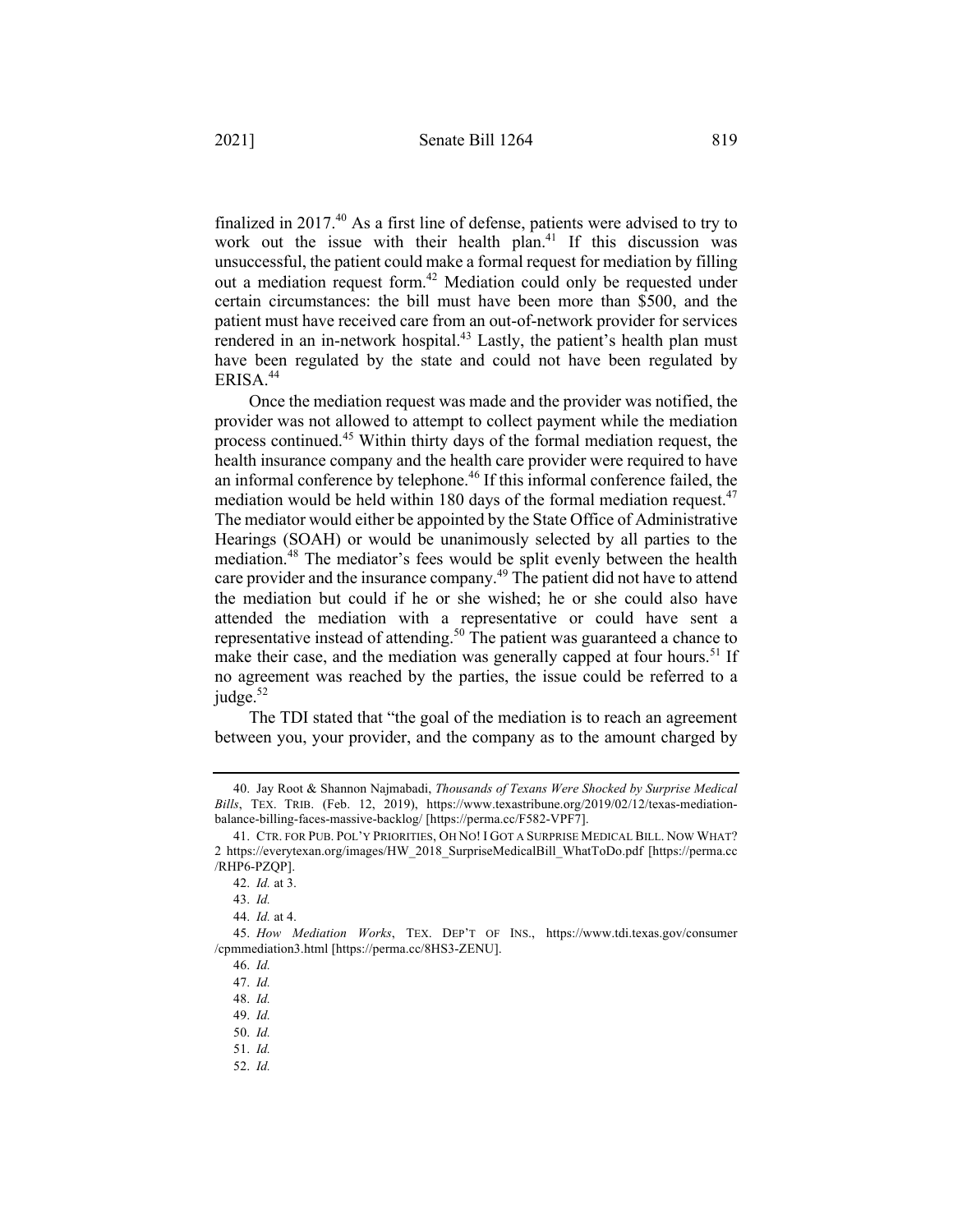finalized in 2017.[40] As a first line of defense, patients were advised to try to work out the issue with their health plan.[41] If this discussion was unsuccessful, the patient could make a formal request for mediation by filling out a mediation request form.[42] Mediation could only be requested under certain circumstances: the bill must have been more than $500, and the patient must have received care from an out-of-network provider for services rendered in an in-network hospital.[43] Lastly, the patient's health plan must have been regulated by the state and could not have been regulated by ERISA.[44]

Once the mediation request was made and the provider was notified, the provider was not allowed to attempt to collect payment while the mediation process continued.[45] Within thirty days of the formal mediation request, the health insurance company and the health care provider were required to have an informal conference by telephone.[46] If this informal conference failed, the mediation would be held within 180 days of the formal mediation request.[47] The mediator would either be appointed by the State Office of Administrative Hearings (SOAH) or would be unanimously selected by all parties to the mediation.[48] The mediator's fees would be split evenly between the health care provider and the insurance company.[49] The patient did not have to attend the mediation but could if he or she wished; he or she could also have attended the mediation with a representative or could have sent a representative instead of attending.[50] The patient was guaranteed a chance to make their case, and the mediation was generally capped at four hours.[51] If no agreement was reached by the parties, the issue could be referred to a judge.[52]

The TDI stated that "the goal of the mediation is to reach an agreement between you, your provider, and the company as to the amount charged by

---

40. Jay Root & Shannon Najmabadi, *Thousands of Texans Were Shocked by Surprise Medical Bills*, TEX. TRIB. (Feb. 12, 2019), https://www.texastribune.org/2019/02/12/texas-mediation-balance-billing-faces-massive-backlog/ [https://perma.cc/F582-VPF7].

41. CTR. FOR PUB. POL'Y PRIORITIES, OH NO! I GOT A SURPRISE MEDICAL BILL. NOW WHAT? 2 https://everytexan.org/images/HW_2018_SurpriseMedicalBill_WhatToDo.pdf [https://perma.cc/RHP6-PZQP].

42. *Id.* at 3.

43. *Id.*

44. *Id.* at 4.

45. *How Mediation Works*, TEX. DEP'T OF INS., https://www.tdi.texas.gov/consumer/cpmmediation3.html [https://perma.cc/8HS3-ZENU].

46. *Id.*

47. *Id.*

48. *Id.*

49. *Id.*

50. *Id.*

51. *Id.*

52. *Id.*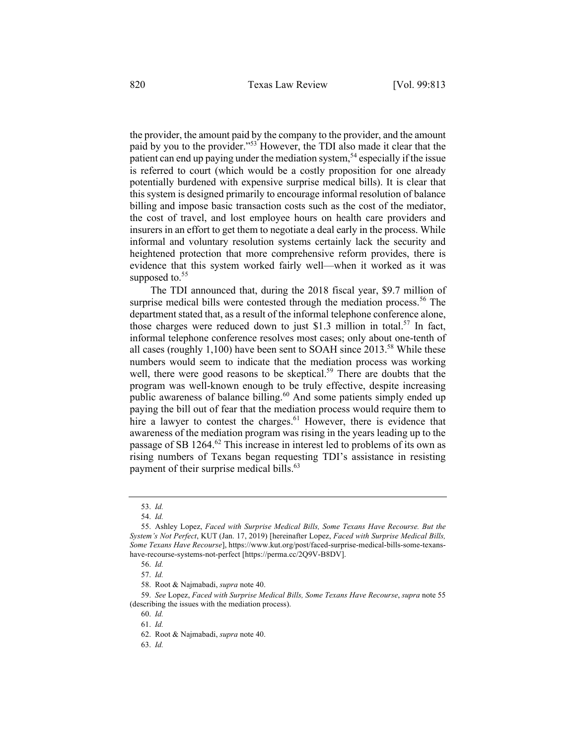the provider, the amount paid by the company to the provider, and the amount paid by you to the provider."[53] However, the TDI also made it clear that the patient can end up paying under the mediation system,[54] especially if the issue is referred to court (which would be a costly proposition for one already potentially burdened with expensive surprise medical bills). It is clear that this system is designed primarily to encourage informal resolution of balance billing and impose basic transaction costs such as the cost of the mediator, the cost of travel, and lost employee hours on health care providers and insurers in an effort to get them to negotiate a deal early in the process. While informal and voluntary resolution systems certainly lack the security and heightened protection that more comprehensive reform provides, there is evidence that this system worked fairly well—when it worked as it was supposed to.[55]

The TDI announced that, during the 2018 fiscal year, $9.7 million of surprise medical bills were contested through the mediation process.[56] The department stated that, as a result of the informal telephone conference alone, those charges were reduced down to just $1.3 million in total.[57] In fact, informal telephone conference resolves most cases; only about one-tenth of all cases (roughly 1,100) have been sent to SOAH since 2013.[58] While these numbers would seem to indicate that the mediation process was working well, there were good reasons to be skeptical.[59] There are doubts that the program was well-known enough to be truly effective, despite increasing public awareness of balance billing.[60] And some patients simply ended up paying the bill out of fear that the mediation process would require them to hire a lawyer to contest the charges.[61] However, there is evidence that awareness of the mediation program was rising in the years leading up to the passage of SB 1264.[62] This increase in interest led to problems of its own as rising numbers of Texans began requesting TDI's assistance in resisting payment of their surprise medical bills.[63]

---

53. *Id.*

54. *Id.*

55. Ashley Lopez, *Faced with Surprise Medical Bills, Some Texans Have Recourse. But the System's Not Perfect*, KUT (Jan. 17, 2019) [hereinafter Lopez, *Faced with Surprise Medical Bills, Some Texans Have Recourse*], https://www.kut.org/post/faced-surprise-medical-bills-some-texans-have-recourse-systems-not-perfect [https://perma.cc/2Q9V-B8DV].

56. *Id.*

57. *Id.*

58. Root & Najmabadi, *supra* note 40.

59. *See* Lopez, *Faced with Surprise Medical Bills, Some Texans Have Recourse*, *supra* note 55 (describing the issues with the mediation process).

60. *Id.*

61. *Id.*

62. Root & Najmabadi, *supra* note 40.

63. *Id.*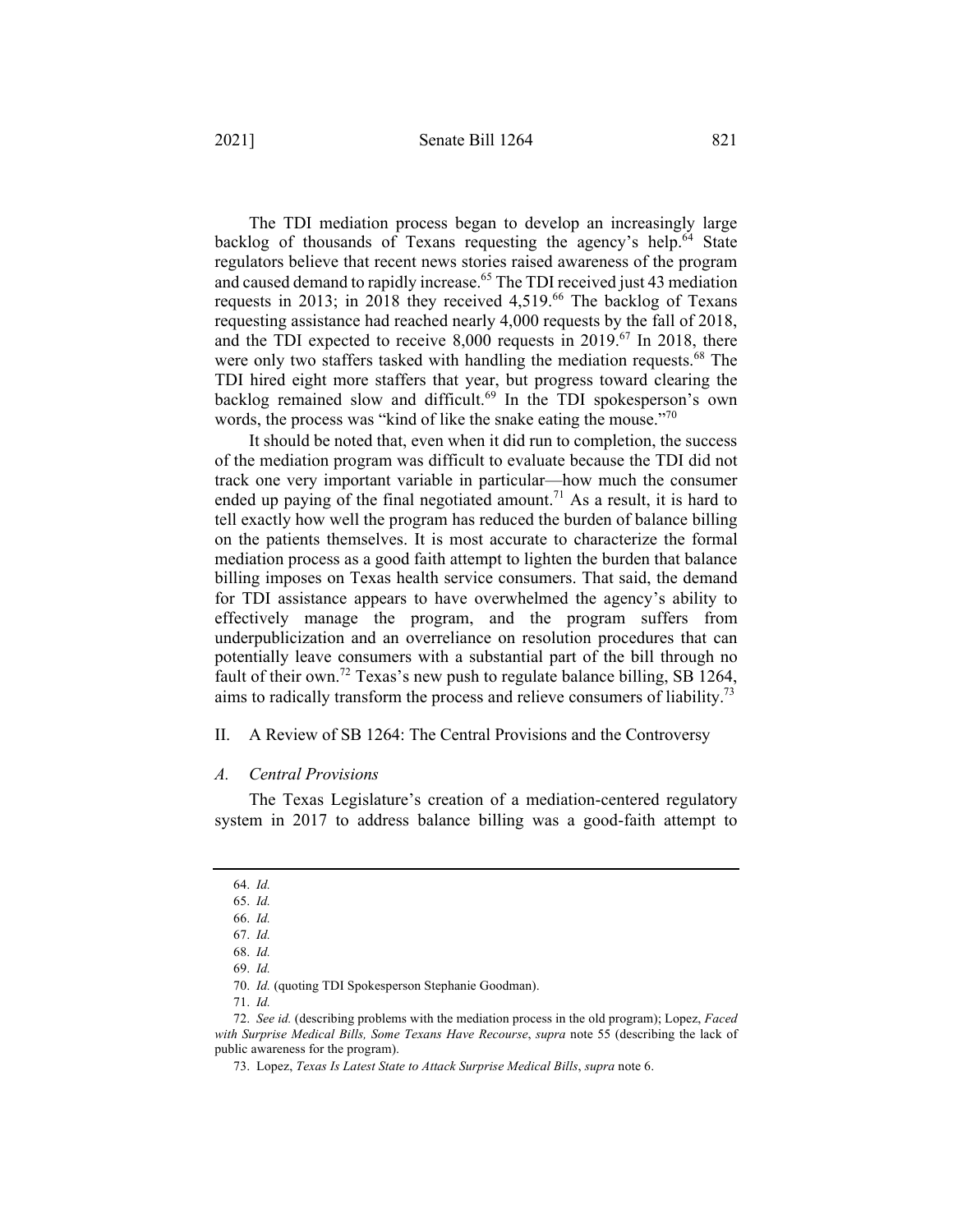The TDI mediation process began to develop an increasingly large backlog of thousands of Texans requesting the agency's help.[64] State regulators believe that recent news stories raised awareness of the program and caused demand to rapidly increase.[65] The TDI received just 43 mediation requests in 2013; in 2018 they received 4,519.[66] The backlog of Texans requesting assistance had reached nearly 4,000 requests by the fall of 2018, and the TDI expected to receive 8,000 requests in 2019.[67] In 2018, there were only two staffers tasked with handling the mediation requests.[68] The TDI hired eight more staffers that year, but progress toward clearing the backlog remained slow and difficult.[69] In the TDI spokesperson's own words, the process was "kind of like the snake eating the mouse."[70]

It should be noted that, even when it did run to completion, the success of the mediation program was difficult to evaluate because the TDI did not track one very important variable in particular—how much the consumer ended up paying of the final negotiated amount.[71] As a result, it is hard to tell exactly how well the program has reduced the burden of balance billing on the patients themselves. It is most accurate to characterize the formal mediation process as a good faith attempt to lighten the burden that balance billing imposes on Texas health service consumers. That said, the demand for TDI assistance appears to have overwhelmed the agency's ability to effectively manage the program, and the program suffers from underpublicization and an overreliance on resolution procedures that can potentially leave consumers with a substantial part of the bill through no fault of their own.[72] Texas's new push to regulate balance billing, SB 1264, aims to radically transform the process and relieve consumers of liability.[73]

## II. A Review of SB 1264: The Central Provisions and the Controversy

### *A. Central Provisions*

The Texas Legislature's creation of a mediation-centered regulatory system in 2017 to address balance billing was a good-faith attempt to

---

64. *Id.*

65. *Id.*

66. *Id.*

67. *Id.*

68. *Id.*

69. *Id.*

70. *Id.* (quoting TDI Spokesperson Stephanie Goodman).

71. *Id.*

72. *See id.* (describing problems with the mediation process in the old program); Lopez, *Faced with Surprise Medical Bills, Some Texans Have Recourse*, *supra* note 55 (describing the lack of public awareness for the program).

73. Lopez, *Texas Is Latest State to Attack Surprise Medical Bills*, *supra* note 6.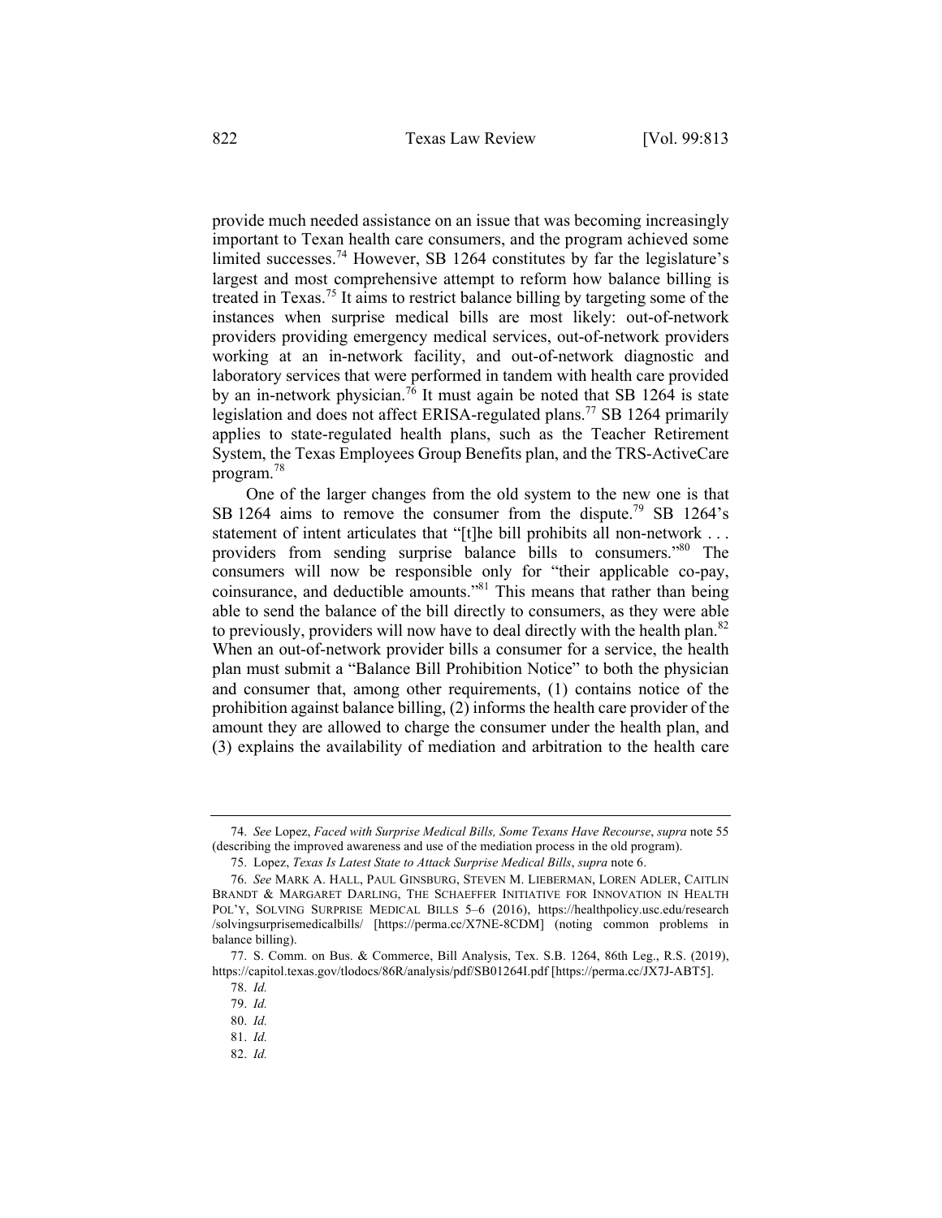provide much needed assistance on an issue that was becoming increasingly important to Texan health care consumers, and the program achieved some limited successes.[74] However, SB 1264 constitutes by far the legislature's largest and most comprehensive attempt to reform how balance billing is treated in Texas.[75] It aims to restrict balance billing by targeting some of the instances when surprise medical bills are most likely: out-of-network providers providing emergency medical services, out-of-network providers working at an in-network facility, and out-of-network diagnostic and laboratory services that were performed in tandem with health care provided by an in-network physician.[76] It must again be noted that SB 1264 is state legislation and does not affect ERISA-regulated plans.[77] SB 1264 primarily applies to state-regulated health plans, such as the Teacher Retirement System, the Texas Employees Group Benefits plan, and the TRS-ActiveCare program.[78]

One of the larger changes from the old system to the new one is that SB 1264 aims to remove the consumer from the dispute.[79] SB 1264's statement of intent articulates that "[t]he bill prohibits all non-network . . . providers from sending surprise balance bills to consumers."[80] The consumers will now be responsible only for "their applicable co-pay, coinsurance, and deductible amounts."[81] This means that rather than being able to send the balance of the bill directly to consumers, as they were able to previously, providers will now have to deal directly with the health plan.[82] When an out-of-network provider bills a consumer for a service, the health plan must submit a "Balance Bill Prohibition Notice" to both the physician and consumer that, among other requirements, (1) contains notice of the prohibition against balance billing, (2) informs the health care provider of the amount they are allowed to charge the consumer under the health plan, and (3) explains the availability of mediation and arbitration to the health care

---

74. *See* Lopez, *Faced with Surprise Medical Bills, Some Texans Have Recourse*, *supra* note 55 (describing the improved awareness and use of the mediation process in the old program).

75. Lopez, *Texas Is Latest State to Attack Surprise Medical Bills*, *supra* note 6.

76. *See* MARK A. HALL, PAUL GINSBURG, STEVEN M. LIEBERMAN, LOREN ADLER, CAITLIN BRANDT & MARGARET DARLING, THE SCHAEFFER INITIATIVE FOR INNOVATION IN HEALTH POL'Y, SOLVING SURPRISE MEDICAL BILLS 5–6 (2016), https://healthpolicy.usc.edu/research/solvingsurprisemedicalbills/ [https://perma.cc/X7NE-8CDM] (noting common problems in balance billing).

77. S. Comm. on Bus. & Commerce, Bill Analysis, Tex. S.B. 1264, 86th Leg., R.S. (2019), https://capitol.texas.gov/tlodocs/86R/analysis/pdf/SB01264I.pdf [https://perma.cc/JX7J-ABT5].

78. *Id.*

79. *Id.*

80. *Id.*

81. *Id.*

82. *Id.*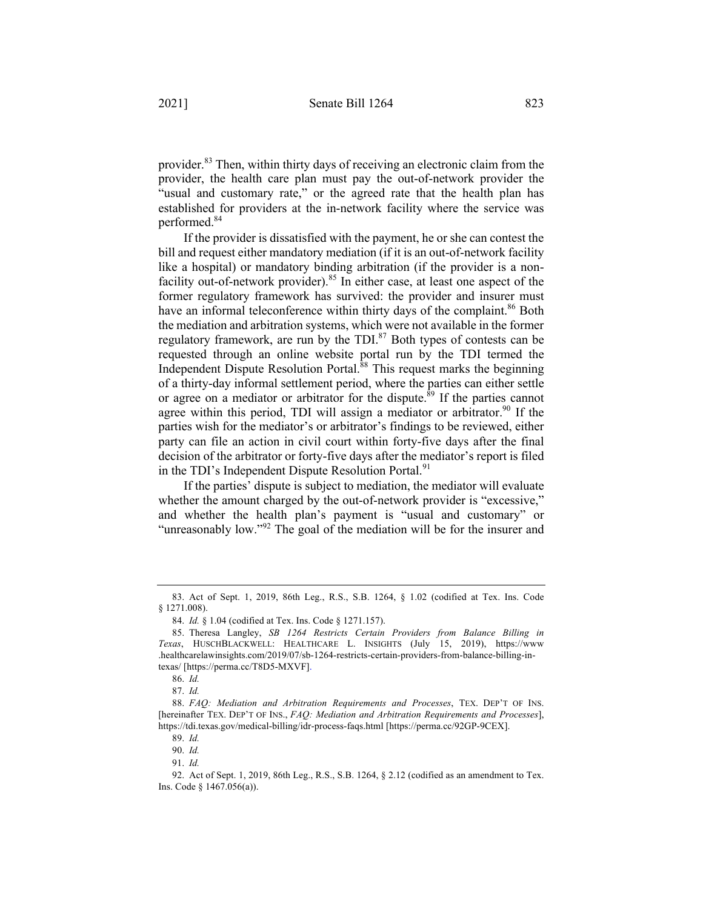provider.[83] Then, within thirty days of receiving an electronic claim from the provider, the health care plan must pay the out-of-network provider the "usual and customary rate," or the agreed rate that the health plan has established for providers at the in-network facility where the service was performed.[84]

If the provider is dissatisfied with the payment, he or she can contest the bill and request either mandatory mediation (if it is an out-of-network facility like a hospital) or mandatory binding arbitration (if the provider is a non-facility out-of-network provider).[85] In either case, at least one aspect of the former regulatory framework has survived: the provider and insurer must have an informal teleconference within thirty days of the complaint.[86] Both the mediation and arbitration systems, which were not available in the former regulatory framework, are run by the TDI.[87] Both types of contests can be requested through an online website portal run by the TDI termed the Independent Dispute Resolution Portal.[88] This request marks the beginning of a thirty-day informal settlement period, where the parties can either settle or agree on a mediator or arbitrator for the dispute.[89] If the parties cannot agree within this period, TDI will assign a mediator or arbitrator.[90] If the parties wish for the mediator's or arbitrator's findings to be reviewed, either party can file an action in civil court within forty-five days after the final decision of the arbitrator or forty-five days after the mediator's report is filed in the TDI's Independent Dispute Resolution Portal.[91]

If the parties' dispute is subject to mediation, the mediator will evaluate whether the amount charged by the out-of-network provider is "excessive," and whether the health plan's payment is "usual and customary" or "unreasonably low."[92] The goal of the mediation will be for the insurer and

---

83. Act of Sept. 1, 2019, 86th Leg., R.S., S.B. 1264, § 1.02 (codified at Tex. Ins. Code § 1271.008).

84. *Id.* § 1.04 (codified at Tex. Ins. Code § 1271.157).

85. Theresa Langley, *SB 1264 Restricts Certain Providers from Balance Billing in Texas*, HUSCHBLACKWELL: HEALTHCARE L. INSIGHTS (July 15, 2019), https://www.healthcarelawinsights.com/2019/07/sb-1264-restricts-certain-providers-from-balance-billing-in-texas/ [https://perma.cc/T8D5-MXVF].

86. *Id.*

87. *Id.*

88. *FAQ: Mediation and Arbitration Requirements and Processes*, TEX. DEP'T OF INS. [hereinafter TEX. DEP'T OF INS., *FAQ: Mediation and Arbitration Requirements and Processes*], https://tdi.texas.gov/medical-billing/idr-process-faqs.html [https://perma.cc/92GP-9CEX].

89. *Id.*

90. *Id.*

91. *Id.*

92. Act of Sept. 1, 2019, 86th Leg., R.S., S.B. 1264, § 2.12 (codified as an amendment to Tex. Ins. Code § 1467.056(a)).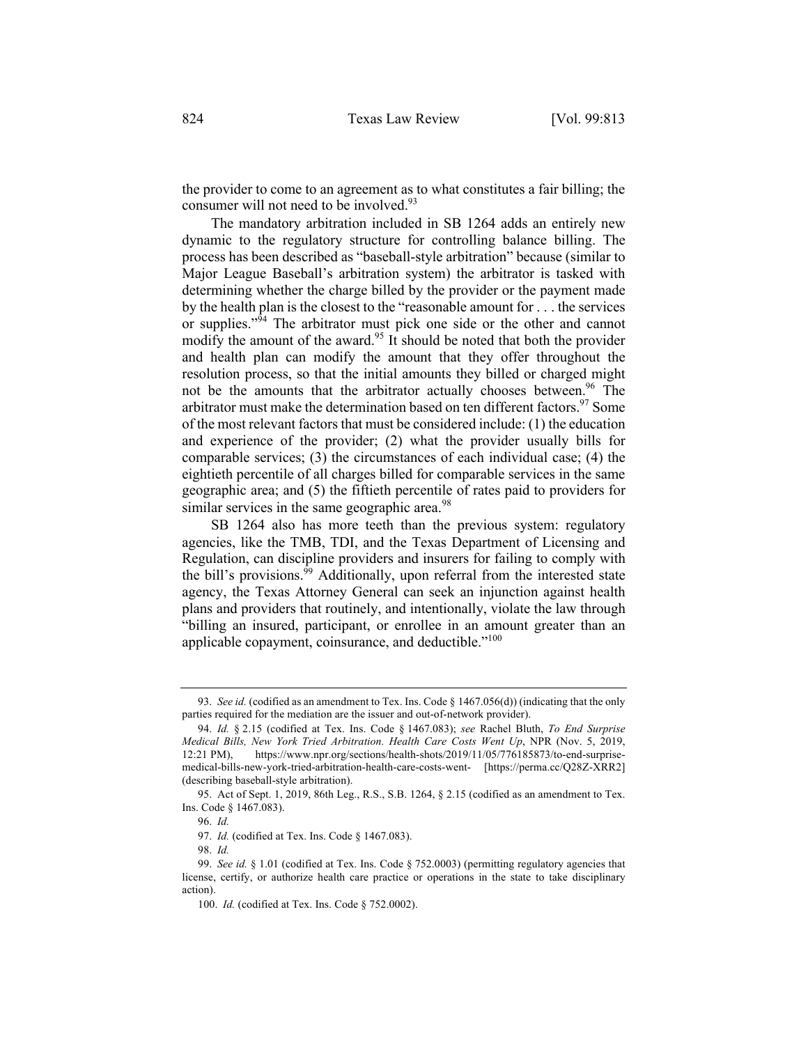the provider to come to an agreement as to what constitutes a fair billing; the consumer will not need to be involved.[93]

The mandatory arbitration included in SB 1264 adds an entirely new dynamic to the regulatory structure for controlling balance billing. The process has been described as "baseball-style arbitration" because (similar to Major League Baseball's arbitration system) the arbitrator is tasked with determining whether the charge billed by the provider or the payment made by the health plan is the closest to the "reasonable amount for . . . the services or supplies."[94] The arbitrator must pick one side or the other and cannot modify the amount of the award.[95] It should be noted that both the provider and health plan can modify the amount that they offer throughout the resolution process, so that the initial amounts they billed or charged might not be the amounts that the arbitrator actually chooses between.[96] The arbitrator must make the determination based on ten different factors.[97] Some of the most relevant factors that must be considered include: (1) the education and experience of the provider; (2) what the provider usually bills for comparable services; (3) the circumstances of each individual case; (4) the eightieth percentile of all charges billed for comparable services in the same geographic area; and (5) the fiftieth percentile of rates paid to providers for similar services in the same geographic area.[98]

SB 1264 also has more teeth than the previous system: regulatory agencies, like the TMB, TDI, and the Texas Department of Licensing and Regulation, can discipline providers and insurers for failing to comply with the bill's provisions.[99] Additionally, upon referral from the interested state agency, the Texas Attorney General can seek an injunction against health plans and providers that routinely, and intentionally, violate the law through "billing an insured, participant, or enrollee in an amount greater than an applicable copayment, coinsurance, and deductible."[100]

---

93. *See id.* (codified as an amendment to Tex. Ins. Code § 1467.056(d)) (indicating that the only parties required for the mediation are the issuer and out-of-network provider).

94. *Id.* § 2.15 (codified at Tex. Ins. Code § 1467.083); *see* Rachel Bluth, *To End Surprise Medical Bills, New York Tried Arbitration. Health Care Costs Went Up*, NPR (Nov. 5, 2019, 12:21 PM), https://www.npr.org/sections/health-shots/2019/11/05/776185873/to-end-surprise-medical-bills-new-york-tried-arbitration-health-care-costs-went- [https://perma.cc/Q28Z-XRR2] (describing baseball-style arbitration).

95. Act of Sept. 1, 2019, 86th Leg., R.S., S.B. 1264, § 2.15 (codified as an amendment to Tex. Ins. Code § 1467.083).

96. *Id.*

97. *Id.* (codified at Tex. Ins. Code § 1467.083).

98. *Id.*

99. *See id.* § 1.01 (codified at Tex. Ins. Code § 752.0003) (permitting regulatory agencies that license, certify, or authorize health care practice or operations in the state to take disciplinary action).

100. *Id.* (codified at Tex. Ins. Code § 752.0002).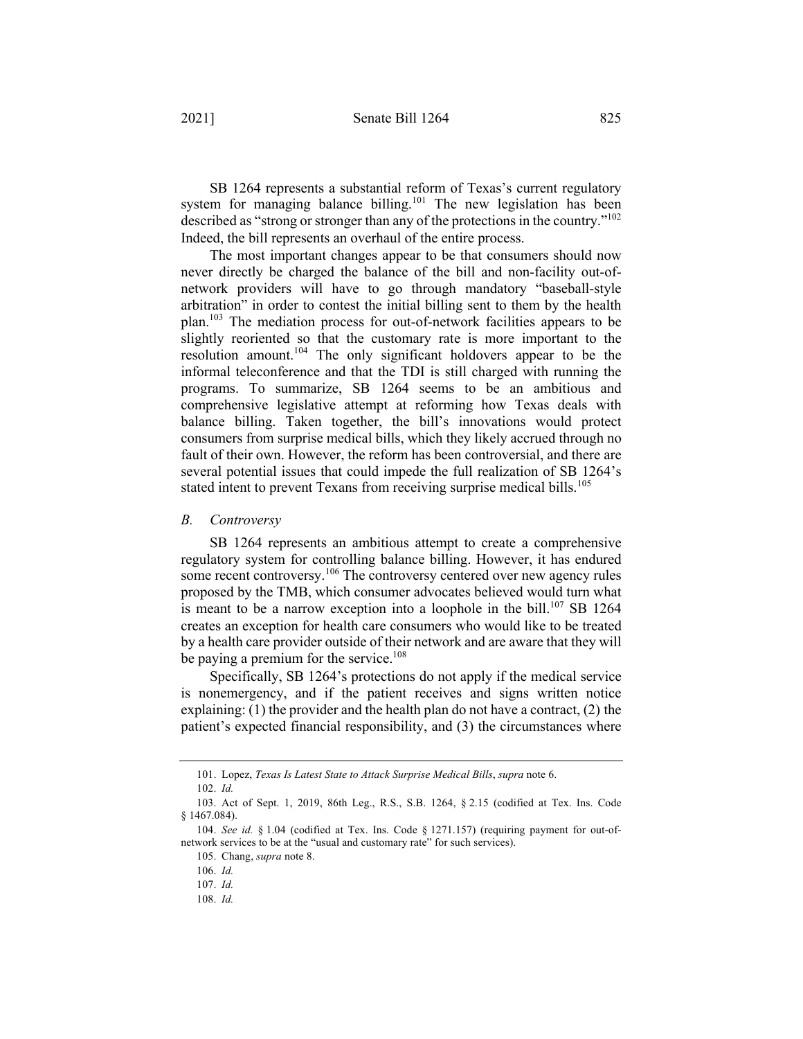SB 1264 represents a substantial reform of Texas's current regulatory system for managing balance billing.[101] The new legislation has been described as "strong or stronger than any of the protections in the country."[102] Indeed, the bill represents an overhaul of the entire process.

The most important changes appear to be that consumers should now never directly be charged the balance of the bill and non-facility out-of-network providers will have to go through mandatory "baseball-style arbitration" in order to contest the initial billing sent to them by the health plan.[103] The mediation process for out-of-network facilities appears to be slightly reoriented so that the customary rate is more important to the resolution amount.[104] The only significant holdovers appear to be the informal teleconference and that the TDI is still charged with running the programs. To summarize, SB 1264 seems to be an ambitious and comprehensive legislative attempt at reforming how Texas deals with balance billing. Taken together, the bill's innovations would protect consumers from surprise medical bills, which they likely accrued through no fault of their own. However, the reform has been controversial, and there are several potential issues that could impede the full realization of SB 1264's stated intent to prevent Texans from receiving surprise medical bills.[105]

### *B. Controversy*

SB 1264 represents an ambitious attempt to create a comprehensive regulatory system for controlling balance billing. However, it has endured some recent controversy.[106] The controversy centered over new agency rules proposed by the TMB, which consumer advocates believed would turn what is meant to be a narrow exception into a loophole in the bill.[107] SB 1264 creates an exception for health care consumers who would like to be treated by a health care provider outside of their network and are aware that they will be paying a premium for the service.[108]

Specifically, SB 1264's protections do not apply if the medical service is nonemergency, and if the patient receives and signs written notice explaining: (1) the provider and the health plan do not have a contract, (2) the patient's expected financial responsibility, and (3) the circumstances where

---

101. Lopez, *Texas Is Latest State to Attack Surprise Medical Bills*, *supra* note 6.

102. *Id.*

103. Act of Sept. 1, 2019, 86th Leg., R.S., S.B. 1264, § 2.15 (codified at Tex. Ins. Code § 1467.084).

104. *See id.* § 1.04 (codified at Tex. Ins. Code § 1271.157) (requiring payment for out-of-network services to be at the "usual and customary rate" for such services).

105. Chang, *supra* note 8.

106. *Id.*

107. *Id.*

108. *Id.*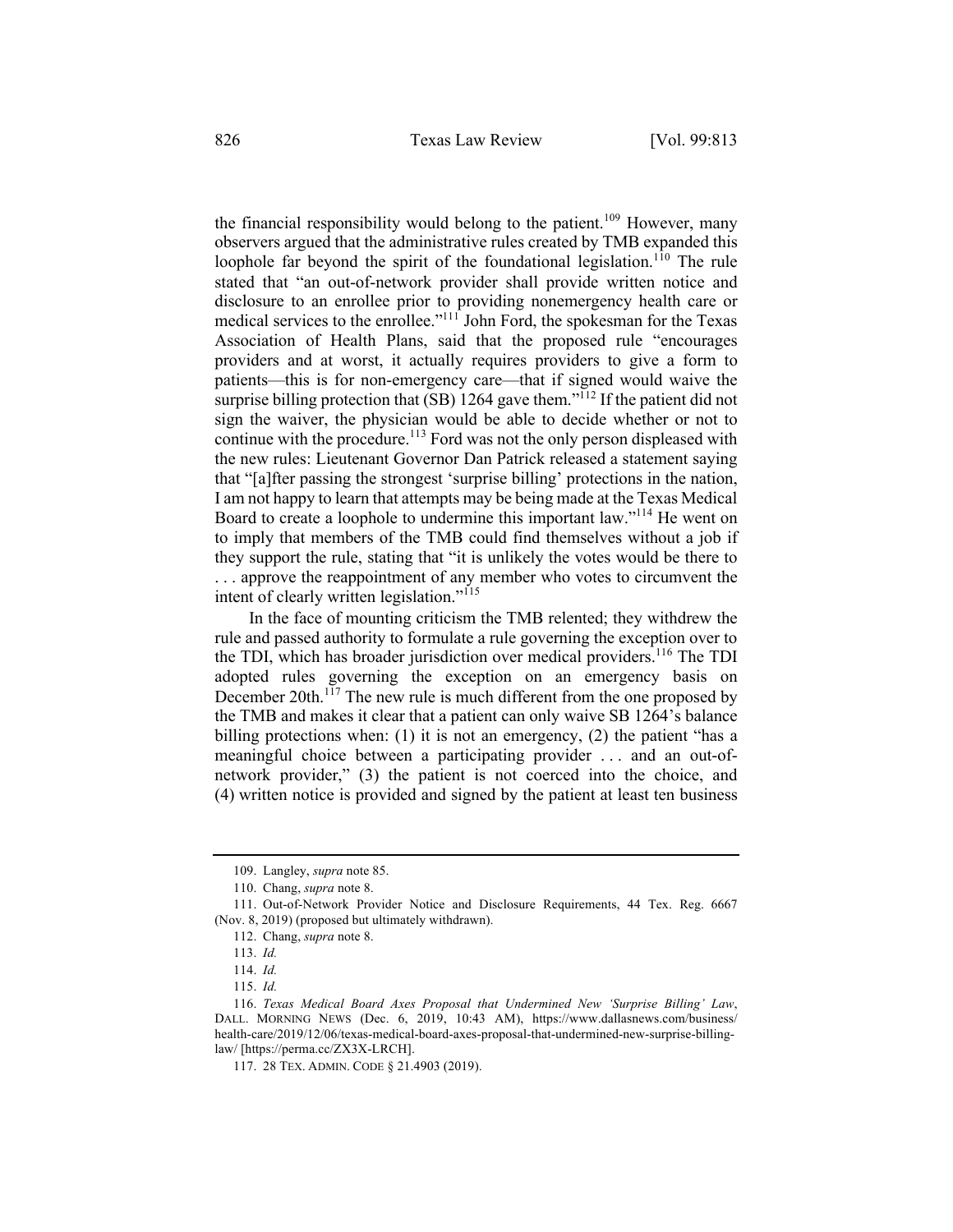the financial responsibility would belong to the patient.[109] However, many observers argued that the administrative rules created by TMB expanded this loophole far beyond the spirit of the foundational legislation.[110] The rule stated that "an out-of-network provider shall provide written notice and disclosure to an enrollee prior to providing nonemergency health care or medical services to the enrollee."[111] John Ford, the spokesman for the Texas Association of Health Plans, said that the proposed rule "encourages providers and at worst, it actually requires providers to give a form to patients—this is for non-emergency care—that if signed would waive the surprise billing protection that (SB) 1264 gave them."[112] If the patient did not sign the waiver, the physician would be able to decide whether or not to continue with the procedure.[113] Ford was not the only person displeased with the new rules: Lieutenant Governor Dan Patrick released a statement saying that "[a]fter passing the strongest 'surprise billing' protections in the nation, I am not happy to learn that attempts may be being made at the Texas Medical Board to create a loophole to undermine this important law."[114] He went on to imply that members of the TMB could find themselves without a job if they support the rule, stating that "it is unlikely the votes would be there to . . . approve the reappointment of any member who votes to circumvent the intent of clearly written legislation."[115]

In the face of mounting criticism the TMB relented; they withdrew the rule and passed authority to formulate a rule governing the exception over to the TDI, which has broader jurisdiction over medical providers.[116] The TDI adopted rules governing the exception on an emergency basis on December 20th.[117] The new rule is much different from the one proposed by the TMB and makes it clear that a patient can only waive SB 1264's balance billing protections when: (1) it is not an emergency, (2) the patient "has a meaningful choice between a participating provider . . . and an out-of-network provider," (3) the patient is not coerced into the choice, and (4) written notice is provided and signed by the patient at least ten business

---

109. Langley, *supra* note 85.

110. Chang, *supra* note 8.

111. Out-of-Network Provider Notice and Disclosure Requirements, 44 Tex. Reg. 6667 (Nov. 8, 2019) (proposed but ultimately withdrawn).

112. Chang, *supra* note 8.

113. *Id.*

114. *Id.*

115. *Id.*

116. *Texas Medical Board Axes Proposal that Undermined New 'Surprise Billing' Law*, DALL. MORNING NEWS (Dec. 6, 2019, 10:43 AM), https://www.dallasnews.com/business/health-care/2019/12/06/texas-medical-board-axes-proposal-that-undermined-new-surprise-billing-law/ [https://perma.cc/ZX3X-LRCH].

117. 28 TEX. ADMIN. CODE § 21.4903 (2019).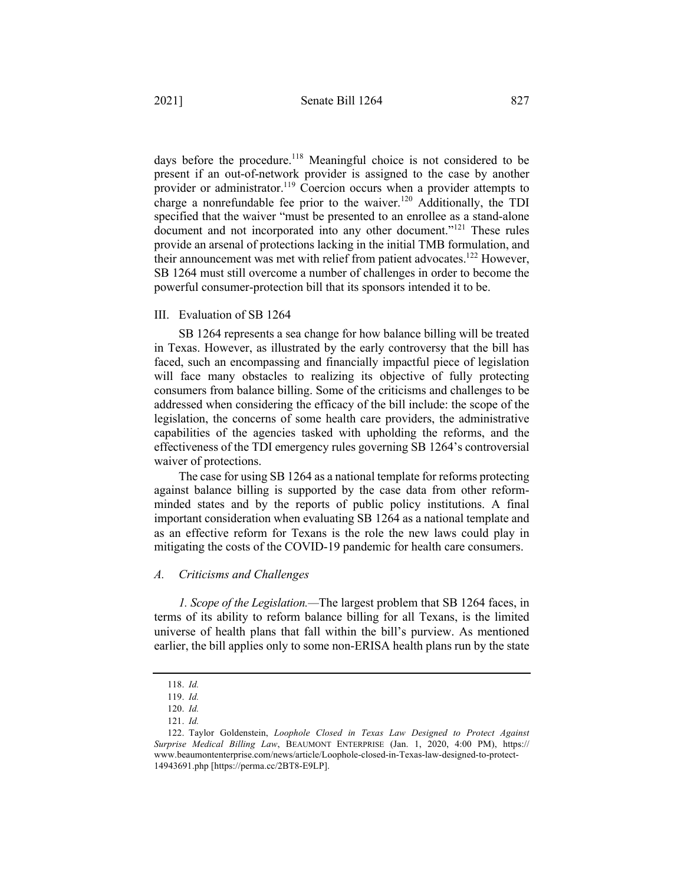days before the procedure.[118] Meaningful choice is not considered to be present if an out-of-network provider is assigned to the case by another provider or administrator.[119] Coercion occurs when a provider attempts to charge a nonrefundable fee prior to the waiver.[120] Additionally, the TDI specified that the waiver "must be presented to an enrollee as a stand-alone document and not incorporated into any other document."[121] These rules provide an arsenal of protections lacking in the initial TMB formulation, and their announcement was met with relief from patient advocates.[122] However, SB 1264 must still overcome a number of challenges in order to become the powerful consumer-protection bill that its sponsors intended it to be.

## III. Evaluation of SB 1264

SB 1264 represents a sea change for how balance billing will be treated in Texas. However, as illustrated by the early controversy that the bill has faced, such an encompassing and financially impactful piece of legislation will face many obstacles to realizing its objective of fully protecting consumers from balance billing. Some of the criticisms and challenges to be addressed when considering the efficacy of the bill include: the scope of the legislation, the concerns of some health care providers, the administrative capabilities of the agencies tasked with upholding the reforms, and the effectiveness of the TDI emergency rules governing SB 1264's controversial waiver of protections.

The case for using SB 1264 as a national template for reforms protecting against balance billing is supported by the case data from other reform-minded states and by the reports of public policy institutions. A final important consideration when evaluating SB 1264 as a national template and as an effective reform for Texans is the role the new laws could play in mitigating the costs of the COVID-19 pandemic for health care consumers.

### *A. Criticisms and Challenges*

*1. Scope of the Legislation.*—The largest problem that SB 1264 faces, in terms of its ability to reform balance billing for all Texans, is the limited universe of health plans that fall within the bill's purview. As mentioned earlier, the bill applies only to some non-ERISA health plans run by the state

---

118. *Id.*

119. *Id.*

120. *Id.*

121. *Id.*

122. Taylor Goldenstein, *Loophole Closed in Texas Law Designed to Protect Against Surprise Medical Billing Law*, BEAUMONT ENTERPRISE (Jan. 1, 2020, 4:00 PM), https://www.beaumontenterprise.com/news/article/Loophole-closed-in-Texas-law-designed-to-protect-14943691.php [https://perma.cc/2BT8-E9LP].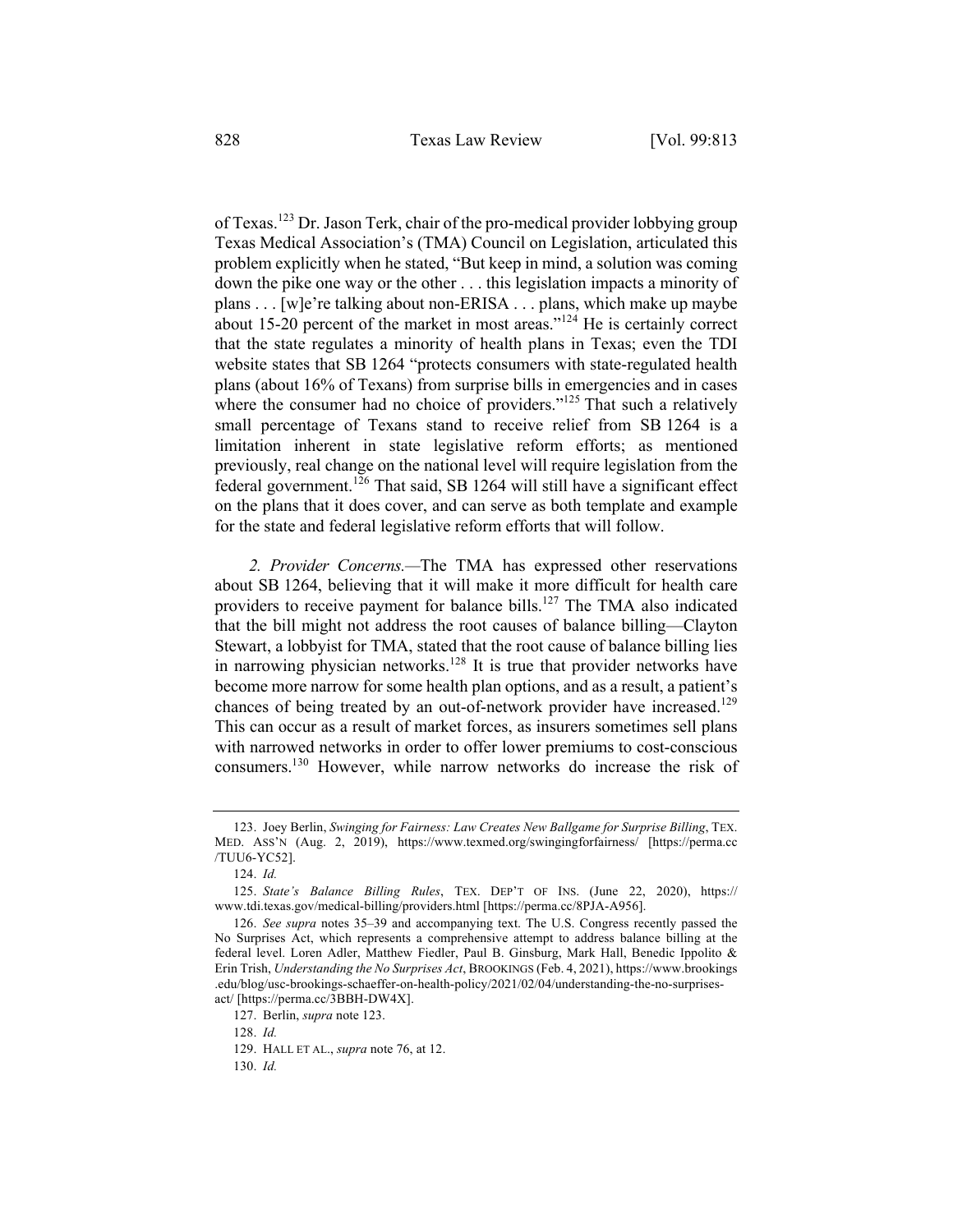of Texas.[123] Dr. Jason Terk, chair of the pro-medical provider lobbying group Texas Medical Association's (TMA) Council on Legislation, articulated this problem explicitly when he stated, "But keep in mind, a solution was coming down the pike one way or the other . . . this legislation impacts a minority of plans . . . [w]e're talking about non-ERISA . . . plans, which make up maybe about 15-20 percent of the market in most areas."[124] He is certainly correct that the state regulates a minority of health plans in Texas; even the TDI website states that SB 1264 "protects consumers with state-regulated health plans (about 16% of Texans) from surprise bills in emergencies and in cases where the consumer had no choice of providers."[125] That such a relatively small percentage of Texans stand to receive relief from SB 1264 is a limitation inherent in state legislative reform efforts; as mentioned previously, real change on the national level will require legislation from the federal government.[126] That said, SB 1264 will still have a significant effect on the plans that it does cover, and can serve as both template and example for the state and federal legislative reform efforts that will follow.

*2. Provider Concerns.*—The TMA has expressed other reservations about SB 1264, believing that it will make it more difficult for health care providers to receive payment for balance bills.[127] The TMA also indicated that the bill might not address the root causes of balance billing—Clayton Stewart, a lobbyist for TMA, stated that the root cause of balance billing lies in narrowing physician networks.[128] It is true that provider networks have become more narrow for some health plan options, and as a result, a patient's chances of being treated by an out-of-network provider have increased.[129] This can occur as a result of market forces, as insurers sometimes sell plans with narrowed networks in order to offer lower premiums to cost-conscious consumers.[130] However, while narrow networks do increase the risk of

---

123. Joey Berlin, *Swinging for Fairness: Law Creates New Ballgame for Surprise Billing*, TEX. MED. ASS'N (Aug. 2, 2019), https://www.texmed.org/swingingforfairness/ [https://perma.cc/TUU6-YC52].

124. *Id.*

125. *State's Balance Billing Rules*, TEX. DEP'T OF INS. (June 22, 2020), https://www.tdi.texas.gov/medical-billing/providers.html [https://perma.cc/8PJA-A956].

126. *See supra* notes 35–39 and accompanying text. The U.S. Congress recently passed the No Surprises Act, which represents a comprehensive attempt to address balance billing at the federal level. Loren Adler, Matthew Fiedler, Paul B. Ginsburg, Mark Hall, Benedic Ippolito & Erin Trish, *Understanding the No Surprises Act*, BROOKINGS (Feb. 4, 2021), https://www.brookings.edu/blog/usc-brookings-schaeffer-on-health-policy/2021/02/04/understanding-the-no-surprises-act/ [https://perma.cc/3BBH-DW4X].

127. Berlin, *supra* note 123.

128. *Id.*

129. HALL ET AL., *supra* note 76, at 12.

130. *Id.*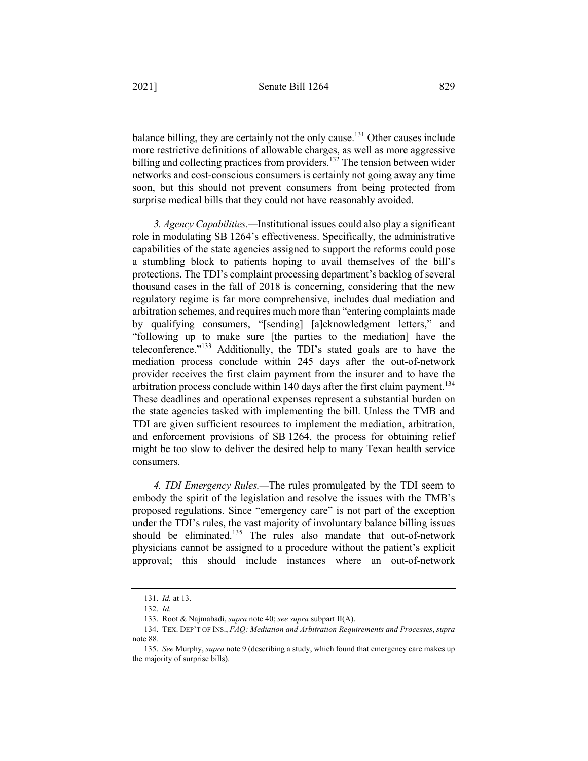balance billing, they are certainly not the only cause.[131] Other causes include more restrictive definitions of allowable charges, as well as more aggressive billing and collecting practices from providers.[132] The tension between wider networks and cost-conscious consumers is certainly not going away any time soon, but this should not prevent consumers from being protected from surprise medical bills that they could not have reasonably avoided.

*3. Agency Capabilities.*—Institutional issues could also play a significant role in modulating SB 1264's effectiveness. Specifically, the administrative capabilities of the state agencies assigned to support the reforms could pose a stumbling block to patients hoping to avail themselves of the bill's protections. The TDI's complaint processing department's backlog of several thousand cases in the fall of 2018 is concerning, considering that the new regulatory regime is far more comprehensive, includes dual mediation and arbitration schemes, and requires much more than "entering complaints made by qualifying consumers, "[sending] [a]cknowledgment letters," and "following up to make sure [the parties to the mediation] have the teleconference."[133] Additionally, the TDI's stated goals are to have the mediation process conclude within 245 days after the out-of-network provider receives the first claim payment from the insurer and to have the arbitration process conclude within 140 days after the first claim payment.[134] These deadlines and operational expenses represent a substantial burden on the state agencies tasked with implementing the bill. Unless the TMB and TDI are given sufficient resources to implement the mediation, arbitration, and enforcement provisions of SB 1264, the process for obtaining relief might be too slow to deliver the desired help to many Texan health service consumers.

*4. TDI Emergency Rules.*—The rules promulgated by the TDI seem to embody the spirit of the legislation and resolve the issues with the TMB's proposed regulations. Since "emergency care" is not part of the exception under the TDI's rules, the vast majority of involuntary balance billing issues should be eliminated.[135] The rules also mandate that out-of-network physicians cannot be assigned to a procedure without the patient's explicit approval; this should include instances where an out-of-network

---

131. *Id.* at 13.

132. *Id.*

133. Root & Najmabadi, *supra* note 40; *see supra* subpart II(A).

134. TEX. DEP'T OF INS., *FAQ: Mediation and Arbitration Requirements and Processes*, *supra* note 88.

135. *See* Murphy, *supra* note 9 (describing a study, which found that emergency care makes up the majority of surprise bills).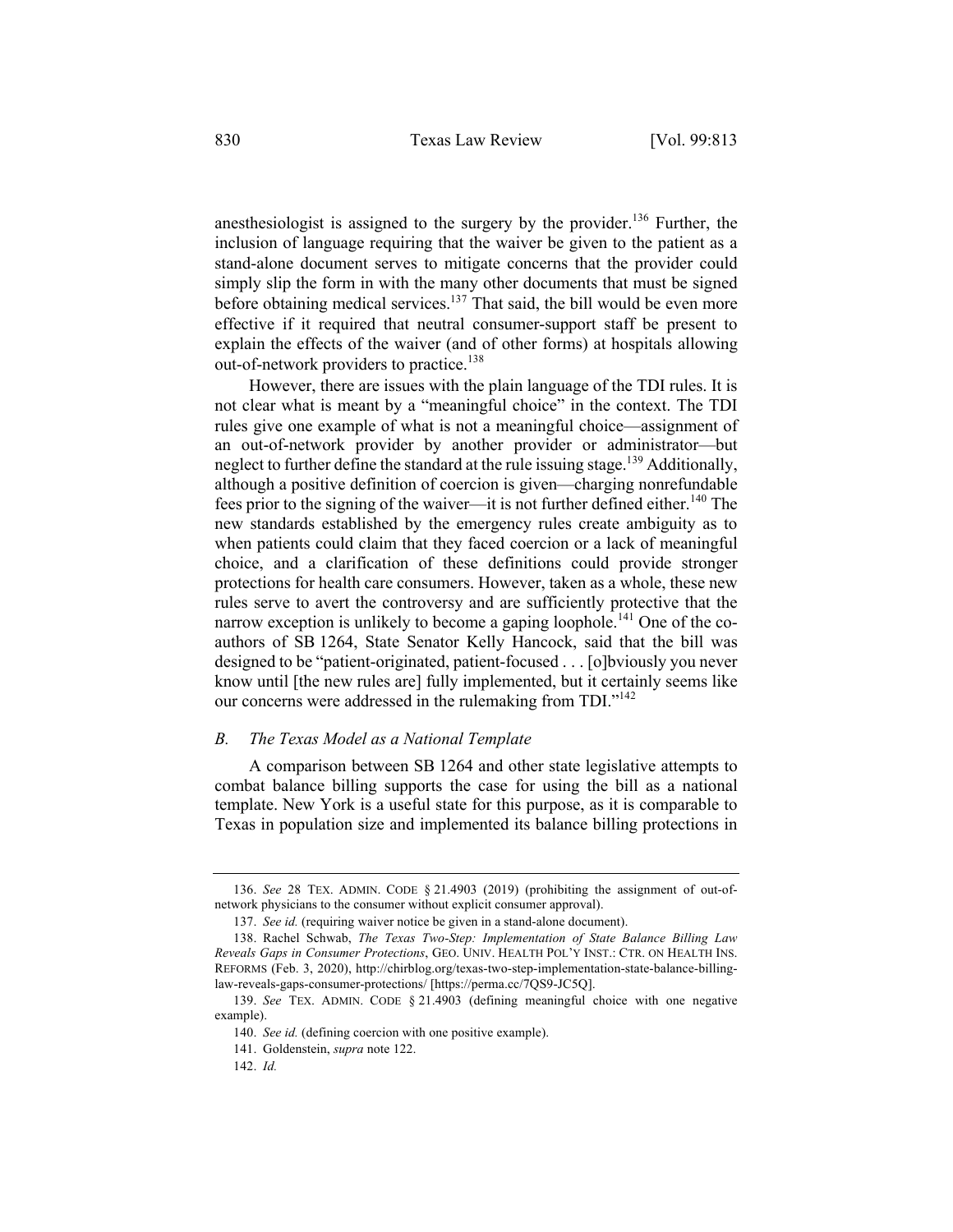anesthesiologist is assigned to the surgery by the provider.[136] Further, the inclusion of language requiring that the waiver be given to the patient as a stand-alone document serves to mitigate concerns that the provider could simply slip the form in with the many other documents that must be signed before obtaining medical services.[137] That said, the bill would be even more effective if it required that neutral consumer-support staff be present to explain the effects of the waiver (and of other forms) at hospitals allowing out-of-network providers to practice.[138]

However, there are issues with the plain language of the TDI rules. It is not clear what is meant by a "meaningful choice" in the context. The TDI rules give one example of what is not a meaningful choice—assignment of an out-of-network provider by another provider or administrator—but neglect to further define the standard at the rule issuing stage.[139] Additionally, although a positive definition of coercion is given—charging nonrefundable fees prior to the signing of the waiver—it is not further defined either.[140] The new standards established by the emergency rules create ambiguity as to when patients could claim that they faced coercion or a lack of meaningful choice, and a clarification of these definitions could provide stronger protections for health care consumers. However, taken as a whole, these new rules serve to avert the controversy and are sufficiently protective that the narrow exception is unlikely to become a gaping loophole.[141] One of the co-authors of SB 1264, State Senator Kelly Hancock, said that the bill was designed to be "patient-originated, patient-focused . . . [o]bviously you never know until [the new rules are] fully implemented, but it certainly seems like our concerns were addressed in the rulemaking from TDI."[142]

### *B. The Texas Model as a National Template*

A comparison between SB 1264 and other state legislative attempts to combat balance billing supports the case for using the bill as a national template. New York is a useful state for this purpose, as it is comparable to Texas in population size and implemented its balance billing protections in

---

136. *See* 28 TEX. ADMIN. CODE § 21.4903 (2019) (prohibiting the assignment of out-of-network physicians to the consumer without explicit consumer approval).

137. *See id.* (requiring waiver notice be given in a stand-alone document).

138. Rachel Schwab, *The Texas Two-Step: Implementation of State Balance Billing Law Reveals Gaps in Consumer Protections*, GEO. UNIV. HEALTH POL'Y INST.: CTR. ON HEALTH INS. REFORMS (Feb. 3, 2020), http://chirblog.org/texas-two-step-implementation-state-balance-billing-law-reveals-gaps-consumer-protections/ [https://perma.cc/7QS9-JC5Q].

139. *See* TEX. ADMIN. CODE § 21.4903 (defining meaningful choice with one negative example).

140. *See id.* (defining coercion with one positive example).

141. Goldenstein, *supra* note 122.

142. *Id.*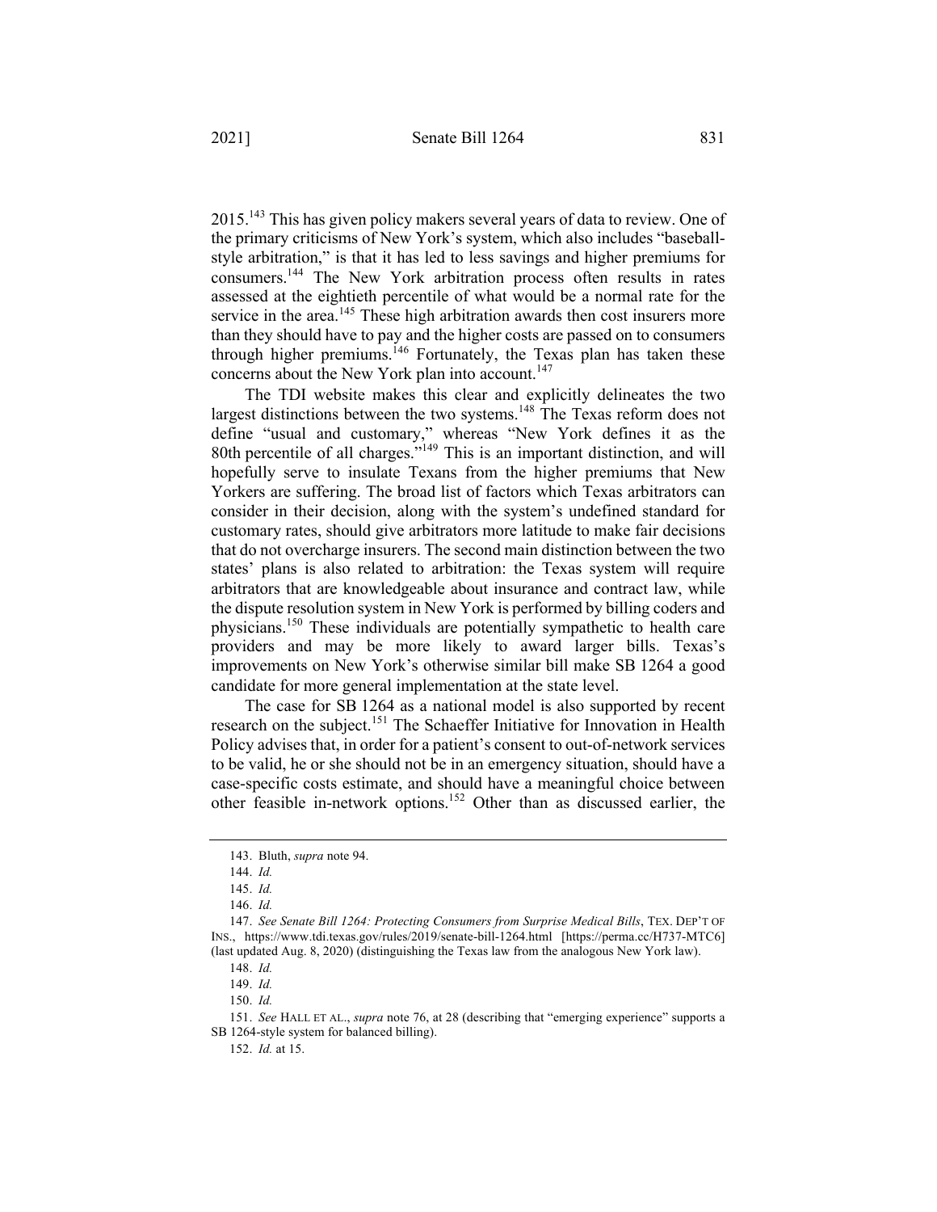2015.[143] This has given policy makers several years of data to review. One of the primary criticisms of New York's system, which also includes "baseball-style arbitration," is that it has led to less savings and higher premiums for consumers.[144] The New York arbitration process often results in rates assessed at the eightieth percentile of what would be a normal rate for the service in the area.[145] These high arbitration awards then cost insurers more than they should have to pay and the higher costs are passed on to consumers through higher premiums.[146] Fortunately, the Texas plan has taken these concerns about the New York plan into account.[147]

The TDI website makes this clear and explicitly delineates the two largest distinctions between the two systems.[148] The Texas reform does not define "usual and customary," whereas "New York defines it as the 80th percentile of all charges."[149] This is an important distinction, and will hopefully serve to insulate Texans from the higher premiums that New Yorkers are suffering. The broad list of factors which Texas arbitrators can consider in their decision, along with the system's undefined standard for customary rates, should give arbitrators more latitude to make fair decisions that do not overcharge insurers. The second main distinction between the two states' plans is also related to arbitration: the Texas system will require arbitrators that are knowledgeable about insurance and contract law, while the dispute resolution system in New York is performed by billing coders and physicians.[150] These individuals are potentially sympathetic to health care providers and may be more likely to award larger bills. Texas's improvements on New York's otherwise similar bill make SB 1264 a good candidate for more general implementation at the state level.

The case for SB 1264 as a national model is also supported by recent research on the subject.[151] The Schaeffer Initiative for Innovation in Health Policy advises that, in order for a patient's consent to out-of-network services to be valid, he or she should not be in an emergency situation, should have a case-specific costs estimate, and should have a meaningful choice between other feasible in-network options.[152] Other than as discussed earlier, the

---

143. Bluth, *supra* note 94.

144. *Id.*

145. *Id.*

146. *Id.*

147. *See Senate Bill 1264: Protecting Consumers from Surprise Medical Bills*, TEX. DEP'T OF INS., https://www.tdi.texas.gov/rules/2019/senate-bill-1264.html [https://perma.cc/H737-MTC6] (last updated Aug. 8, 2020) (distinguishing the Texas law from the analogous New York law).

148. *Id.*

149. *Id.*

150. *Id.*

151. *See* HALL ET AL., *supra* note 76, at 28 (describing that "emerging experience" supports a SB 1264-style system for balanced billing).

152. *Id.* at 15.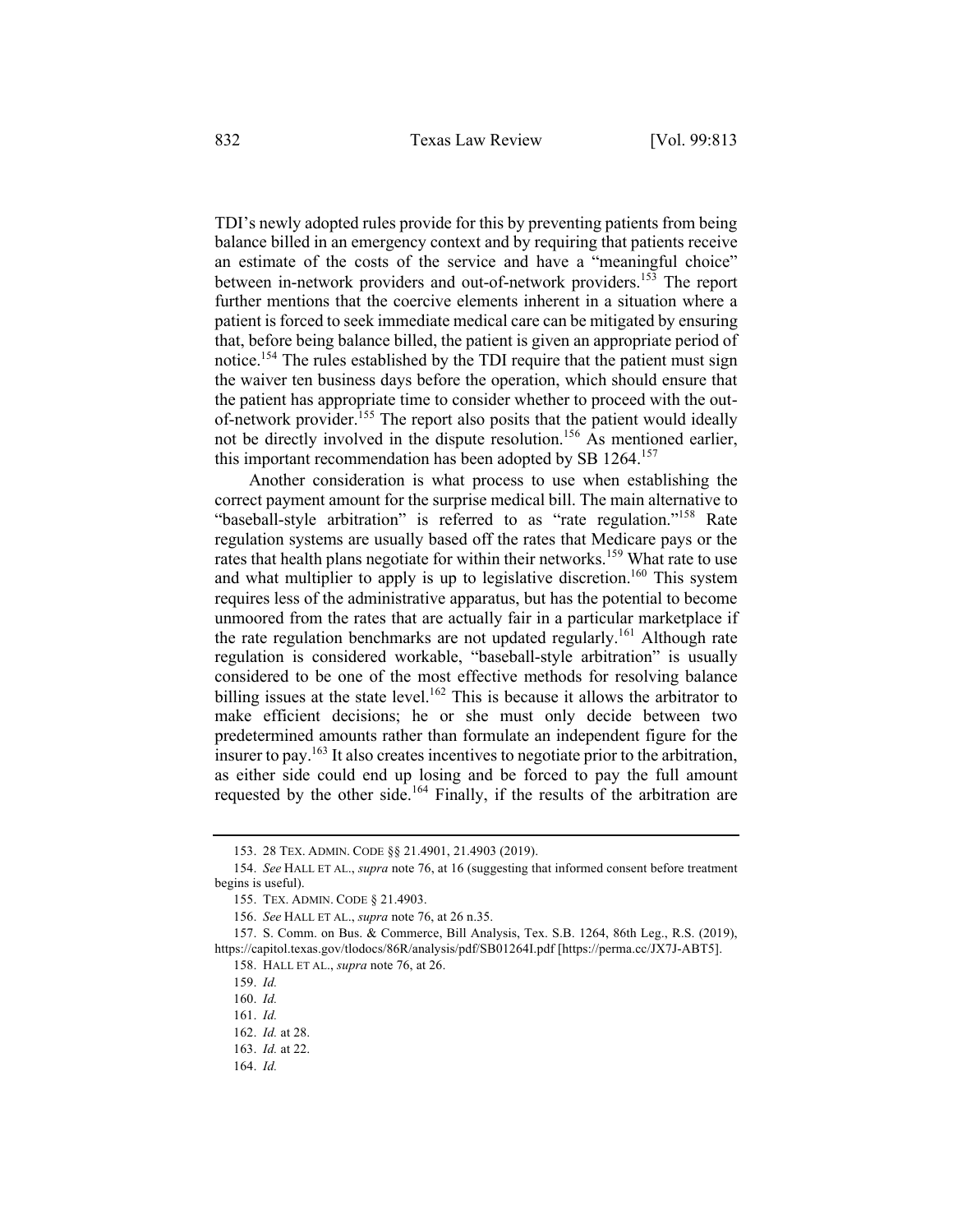TDI's newly adopted rules provide for this by preventing patients from being balance billed in an emergency context and by requiring that patients receive an estimate of the costs of the service and have a "meaningful choice" between in-network providers and out-of-network providers.[153] The report further mentions that the coercive elements inherent in a situation where a patient is forced to seek immediate medical care can be mitigated by ensuring that, before being balance billed, the patient is given an appropriate period of notice.[154] The rules established by the TDI require that the patient must sign the waiver ten business days before the operation, which should ensure that the patient has appropriate time to consider whether to proceed with the out-of-network provider.[155] The report also posits that the patient would ideally not be directly involved in the dispute resolution.[156] As mentioned earlier, this important recommendation has been adopted by SB 1264.[157]

Another consideration is what process to use when establishing the correct payment amount for the surprise medical bill. The main alternative to "baseball-style arbitration" is referred to as "rate regulation."[158] Rate regulation systems are usually based off the rates that Medicare pays or the rates that health plans negotiate for within their networks.[159] What rate to use and what multiplier to apply is up to legislative discretion.[160] This system requires less of the administrative apparatus, but has the potential to become unmoored from the rates that are actually fair in a particular marketplace if the rate regulation benchmarks are not updated regularly.[161] Although rate regulation is considered workable, "baseball-style arbitration" is usually considered to be one of the most effective methods for resolving balance billing issues at the state level.[162] This is because it allows the arbitrator to make efficient decisions; he or she must only decide between two predetermined amounts rather than formulate an independent figure for the insurer to pay.[163] It also creates incentives to negotiate prior to the arbitration, as either side could end up losing and be forced to pay the full amount requested by the other side.[164] Finally, if the results of the arbitration are

---

153. 28 TEX. ADMIN. CODE §§ 21.4901, 21.4903 (2019).

154. *See* HALL ET AL., *supra* note 76, at 16 (suggesting that informed consent before treatment begins is useful).

155. TEX. ADMIN. CODE § 21.4903.

156. *See* HALL ET AL., *supra* note 76, at 26 n.35.

157. S. Comm. on Bus. & Commerce, Bill Analysis, Tex. S.B. 1264, 86th Leg., R.S. (2019), https://capitol.texas.gov/tlodocs/86R/analysis/pdf/SB01264I.pdf [https://perma.cc/JX7J-ABT5].

158. HALL ET AL., *supra* note 76, at 26.

159. *Id.*

160. *Id.*

161. *Id.*

162. *Id.* at 28.

163. *Id.* at 22.

164. *Id.*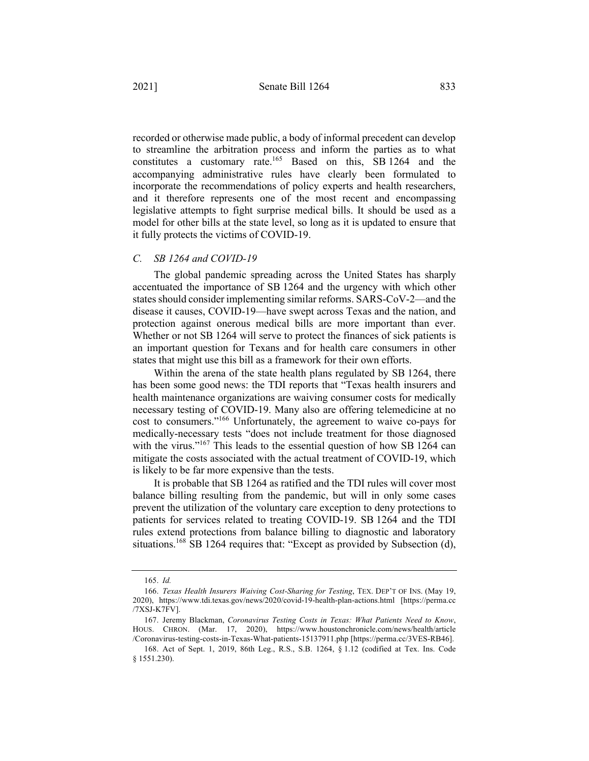recorded or otherwise made public, a body of informal precedent can develop to streamline the arbitration process and inform the parties as to what constitutes a customary rate.[165] Based on this, SB 1264 and the accompanying administrative rules have clearly been formulated to incorporate the recommendations of policy experts and health researchers, and it therefore represents one of the most recent and encompassing legislative attempts to fight surprise medical bills. It should be used as a model for other bills at the state level, so long as it is updated to ensure that it fully protects the victims of COVID-19.

### *C. SB 1264 and COVID-19*

The global pandemic spreading across the United States has sharply accentuated the importance of SB 1264 and the urgency with which other states should consider implementing similar reforms. SARS-CoV-2—and the disease it causes, COVID-19—have swept across Texas and the nation, and protection against onerous medical bills are more important than ever. Whether or not SB 1264 will serve to protect the finances of sick patients is an important question for Texans and for health care consumers in other states that might use this bill as a framework for their own efforts.

Within the arena of the state health plans regulated by SB 1264, there has been some good news: the TDI reports that "Texas health insurers and health maintenance organizations are waiving consumer costs for medically necessary testing of COVID-19. Many also are offering telemedicine at no cost to consumers."[166] Unfortunately, the agreement to waive co-pays for medically-necessary tests "does not include treatment for those diagnosed with the virus."[167] This leads to the essential question of how SB 1264 can mitigate the costs associated with the actual treatment of COVID-19, which is likely to be far more expensive than the tests.

It is probable that SB 1264 as ratified and the TDI rules will cover most balance billing resulting from the pandemic, but will in only some cases prevent the utilization of the voluntary care exception to deny protections to patients for services related to treating COVID-19. SB 1264 and the TDI rules extend protections from balance billing to diagnostic and laboratory situations.[168] SB 1264 requires that: "Except as provided by Subsection (d),

---

165. *Id.*

166. *Texas Health Insurers Waiving Cost-Sharing for Testing*, TEX. DEP'T OF INS. (May 19, 2020), https://www.tdi.texas.gov/news/2020/covid-19-health-plan-actions.html [https://perma.cc/7XSJ-K7FV].

167. Jeremy Blackman, *Coronavirus Testing Costs in Texas: What Patients Need to Know*, HOUS. CHRON. (Mar. 17, 2020), https://www.houstonchronicle.com/news/health/article/Coronavirus-testing-costs-in-Texas-What-patients-15137911.php [https://perma.cc/3VES-RB46].

168. Act of Sept. 1, 2019, 86th Leg., R.S., S.B. 1264, § 1.12 (codified at Tex. Ins. Code § 1551.230).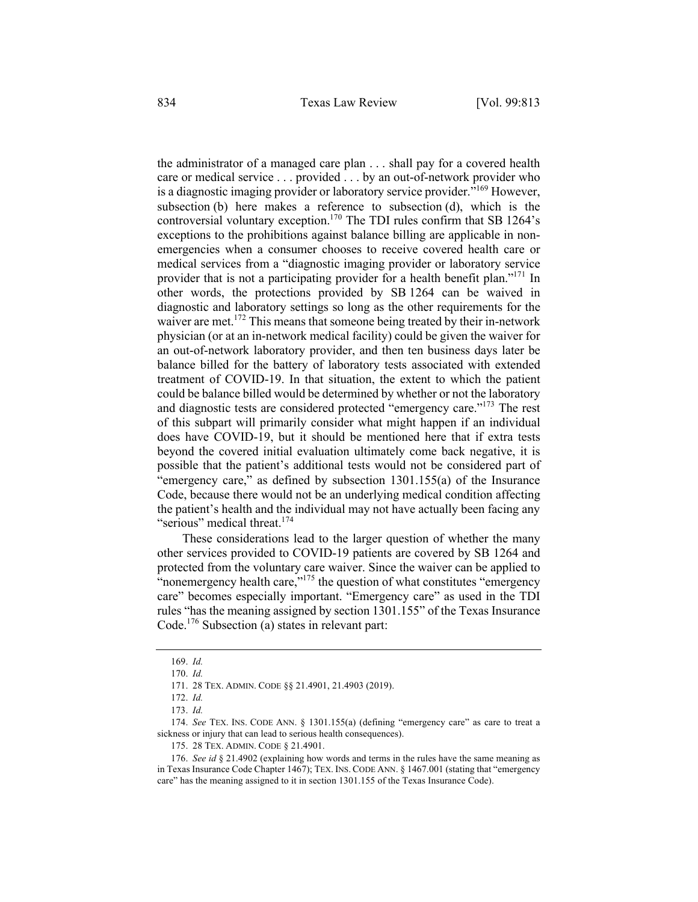the administrator of a managed care plan . . . shall pay for a covered health care or medical service . . . provided . . . by an out-of-network provider who is a diagnostic imaging provider or laboratory service provider."[169] However, subsection (b) here makes a reference to subsection (d), which is the controversial voluntary exception.[170] The TDI rules confirm that SB 1264's exceptions to the prohibitions against balance billing are applicable in non-emergencies when a consumer chooses to receive covered health care or medical services from a "diagnostic imaging provider or laboratory service provider that is not a participating provider for a health benefit plan."[171] In other words, the protections provided by SB 1264 can be waived in diagnostic and laboratory settings so long as the other requirements for the waiver are met.[172] This means that someone being treated by their in-network physician (or at an in-network medical facility) could be given the waiver for an out-of-network laboratory provider, and then ten business days later be balance billed for the battery of laboratory tests associated with extended treatment of COVID-19. In that situation, the extent to which the patient could be balance billed would be determined by whether or not the laboratory and diagnostic tests are considered protected "emergency care."[173] The rest of this subpart will primarily consider what might happen if an individual does have COVID-19, but it should be mentioned here that if extra tests beyond the covered initial evaluation ultimately come back negative, it is possible that the patient's additional tests would not be considered part of "emergency care," as defined by subsection 1301.155(a) of the Insurance Code, because there would not be an underlying medical condition affecting the patient's health and the individual may not have actually been facing any "serious" medical threat.[174]

These considerations lead to the larger question of whether the many other services provided to COVID-19 patients are covered by SB 1264 and protected from the voluntary care waiver. Since the waiver can be applied to "nonemergency health care,"[175] the question of what constitutes "emergency care" becomes especially important. "Emergency care" as used in the TDI rules "has the meaning assigned by section 1301.155" of the Texas Insurance Code.[176] Subsection (a) states in relevant part:

---

169. *Id.*

170. *Id.*

171. 28 TEX. ADMIN. CODE §§ 21.4901, 21.4903 (2019).

172. *Id.*

173. *Id.*

174. *See* TEX. INS. CODE ANN. § 1301.155(a) (defining "emergency care" as care to treat a sickness or injury that can lead to serious health consequences).

175. 28 TEX. ADMIN. CODE § 21.4901.

176. *See id* § 21.4902 (explaining how words and terms in the rules have the same meaning as in Texas Insurance Code Chapter 1467); TEX. INS. CODE ANN. § 1467.001 (stating that "emergency care" has the meaning assigned to it in section 1301.155 of the Texas Insurance Code).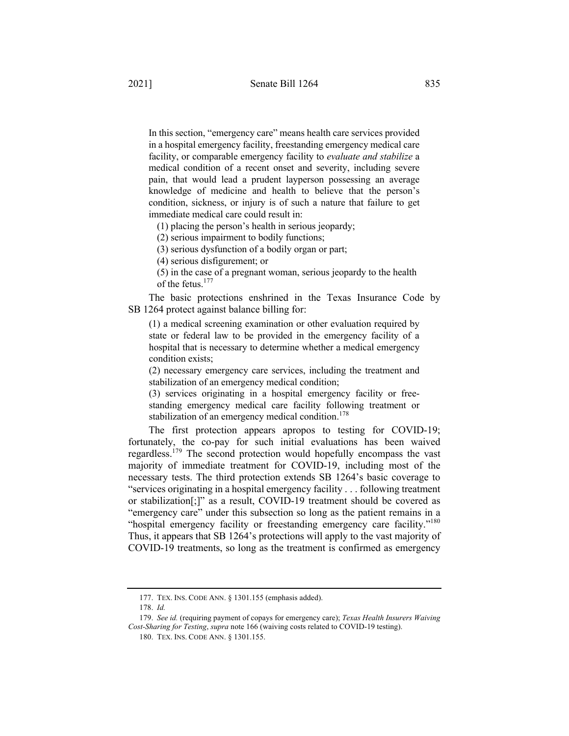> In this section, "emergency care" means health care services provided in a hospital emergency facility, freestanding emergency medical care facility, or comparable emergency facility to *evaluate and stabilize* a medical condition of a recent onset and severity, including severe pain, that would lead a prudent layperson possessing an average knowledge of medicine and health to believe that the person's condition, sickness, or injury is of such a nature that failure to get immediate medical care could result in:
>
> (1) placing the person's health in serious jeopardy;
>
> (2) serious impairment to bodily functions;
>
> (3) serious dysfunction of a bodily organ or part;
>
> (4) serious disfigurement; or
>
> (5) in the case of a pregnant woman, serious jeopardy to the health of the fetus.[177]

The basic protections enshrined in the Texas Insurance Code by SB 1264 protect against balance billing for:

> (1) a medical screening examination or other evaluation required by state or federal law to be provided in the emergency facility of a hospital that is necessary to determine whether a medical emergency condition exists;
>
> (2) necessary emergency care services, including the treatment and stabilization of an emergency medical condition;
>
> (3) services originating in a hospital emergency facility or free-standing emergency medical care facility following treatment or stabilization of an emergency medical condition.[178]

The first protection appears apropos to testing for COVID-19; fortunately, the co-pay for such initial evaluations has been waived regardless.[179] The second protection would hopefully encompass the vast majority of immediate treatment for COVID-19, including most of the necessary tests. The third protection extends SB 1264's basic coverage to "services originating in a hospital emergency facility . . . following treatment or stabilization[;]" as a result, COVID-19 treatment should be covered as "emergency care" under this subsection so long as the patient remains in a "hospital emergency facility or freestanding emergency care facility."[180] Thus, it appears that SB 1264's protections will apply to the vast majority of COVID-19 treatments, so long as the treatment is confirmed as emergency

---

177. TEX. INS. CODE ANN. § 1301.155 (emphasis added).

178. *Id.*

179. *See id.* (requiring payment of copays for emergency care); *Texas Health Insurers Waiving Cost-Sharing for Testing*, *supra* note 166 (waiving costs related to COVID-19 testing).

180. TEX. INS. CODE ANN. § 1301.155.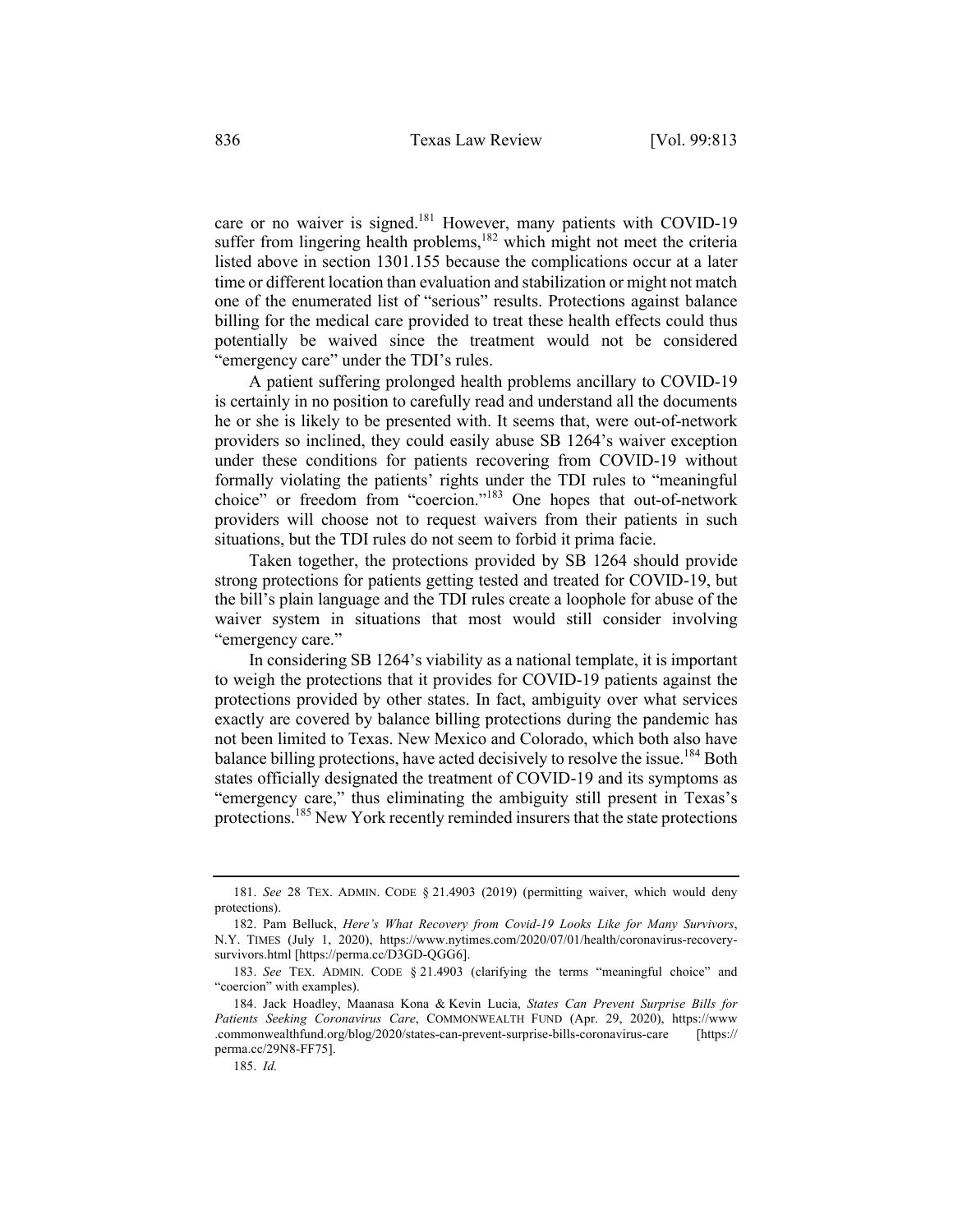care or no waiver is signed.[181] However, many patients with COVID-19 suffer from lingering health problems,[182] which might not meet the criteria listed above in section 1301.155 because the complications occur at a later time or different location than evaluation and stabilization or might not match one of the enumerated list of "serious" results. Protections against balance billing for the medical care provided to treat these health effects could thus potentially be waived since the treatment would not be considered "emergency care" under the TDI's rules.

A patient suffering prolonged health problems ancillary to COVID-19 is certainly in no position to carefully read and understand all the documents he or she is likely to be presented with. It seems that, were out-of-network providers so inclined, they could easily abuse SB 1264's waiver exception under these conditions for patients recovering from COVID-19 without formally violating the patients' rights under the TDI rules to "meaningful choice" or freedom from "coercion."[183] One hopes that out-of-network providers will choose not to request waivers from their patients in such situations, but the TDI rules do not seem to forbid it prima facie.

Taken together, the protections provided by SB 1264 should provide strong protections for patients getting tested and treated for COVID-19, but the bill's plain language and the TDI rules create a loophole for abuse of the waiver system in situations that most would still consider involving "emergency care."

In considering SB 1264's viability as a national template, it is important to weigh the protections that it provides for COVID-19 patients against the protections provided by other states. In fact, ambiguity over what services exactly are covered by balance billing protections during the pandemic has not been limited to Texas. New Mexico and Colorado, which both also have balance billing protections, have acted decisively to resolve the issue.[184] Both states officially designated the treatment of COVID-19 and its symptoms as "emergency care," thus eliminating the ambiguity still present in Texas's protections.[185] New York recently reminded insurers that the state protections

---

181. *See* 28 TEX. ADMIN. CODE § 21.4903 (2019) (permitting waiver, which would deny protections).

182. Pam Belluck, *Here's What Recovery from Covid-19 Looks Like for Many Survivors*, N.Y. TIMES (July 1, 2020), https://www.nytimes.com/2020/07/01/health/coronavirus-recovery-survivors.html [https://perma.cc/D3GD-QGG6].

183. *See* TEX. ADMIN. CODE § 21.4903 (clarifying the terms "meaningful choice" and "coercion" with examples).

184. Jack Hoadley, Maanasa Kona & Kevin Lucia, *States Can Prevent Surprise Bills for Patients Seeking Coronavirus Care*, COMMONWEALTH FUND (Apr. 29, 2020), https://www.commonwealthfund.org/blog/2020/states-can-prevent-surprise-bills-coronavirus-care [https://perma.cc/29N8-FF75].

185. *Id.*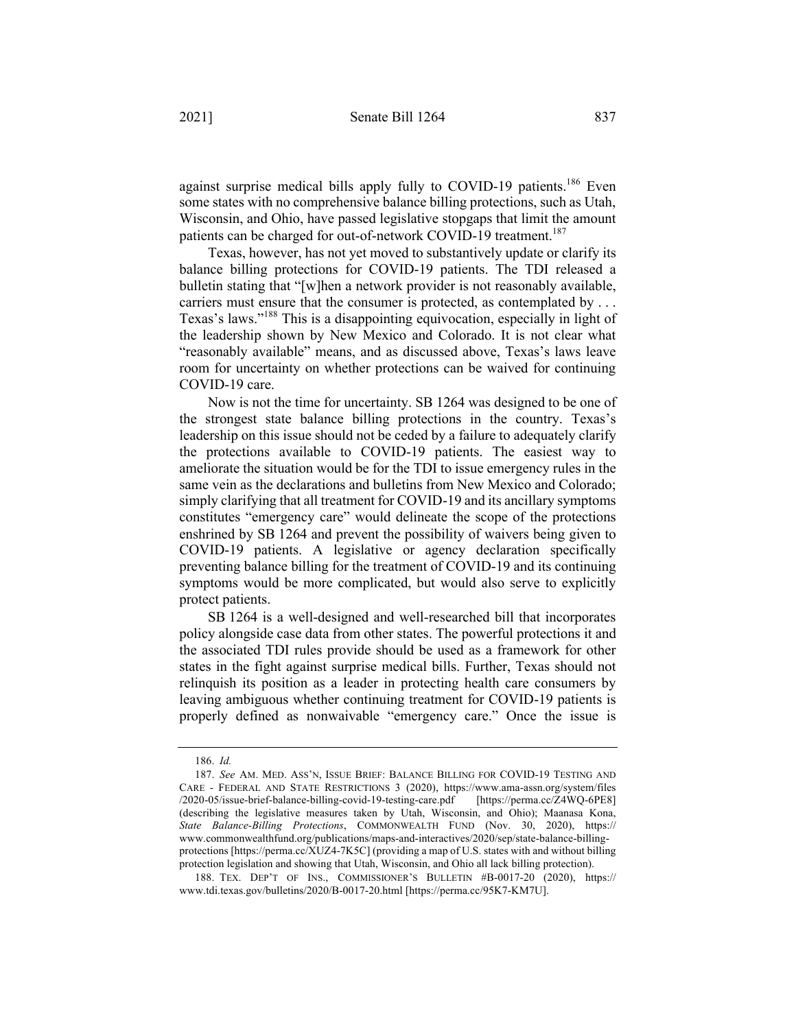against surprise medical bills apply fully to COVID-19 patients.[186] Even some states with no comprehensive balance billing protections, such as Utah, Wisconsin, and Ohio, have passed legislative stopgaps that limit the amount patients can be charged for out-of-network COVID-19 treatment.[187]

Texas, however, has not yet moved to substantively update or clarify its balance billing protections for COVID-19 patients. The TDI released a bulletin stating that "[w]hen a network provider is not reasonably available, carriers must ensure that the consumer is protected, as contemplated by . . . Texas's laws."[188] This is a disappointing equivocation, especially in light of the leadership shown by New Mexico and Colorado. It is not clear what "reasonably available" means, and as discussed above, Texas's laws leave room for uncertainty on whether protections can be waived for continuing COVID-19 care.

Now is not the time for uncertainty. SB 1264 was designed to be one of the strongest state balance billing protections in the country. Texas's leadership on this issue should not be ceded by a failure to adequately clarify the protections available to COVID-19 patients. The easiest way to ameliorate the situation would be for the TDI to issue emergency rules in the same vein as the declarations and bulletins from New Mexico and Colorado; simply clarifying that all treatment for COVID-19 and its ancillary symptoms constitutes "emergency care" would delineate the scope of the protections enshrined by SB 1264 and prevent the possibility of waivers being given to COVID-19 patients. A legislative or agency declaration specifically preventing balance billing for the treatment of COVID-19 and its continuing symptoms would be more complicated, but would also serve to explicitly protect patients.

SB 1264 is a well-designed and well-researched bill that incorporates policy alongside case data from other states. The powerful protections it and the associated TDI rules provide should be used as a framework for other states in the fight against surprise medical bills. Further, Texas should not relinquish its position as a leader in protecting health care consumers by leaving ambiguous whether continuing treatment for COVID-19 patients is properly defined as nonwaivable "emergency care." Once the issue is

---

186. *Id.*

187. *See* AM. MED. ASS'N, ISSUE BRIEF: BALANCE BILLING FOR COVID-19 TESTING AND CARE - FEDERAL AND STATE RESTRICTIONS 3 (2020), https://www.ama-assn.org/system/files/2020-05/issue-brief-balance-billing-covid-19-testing-care.pdf [https://perma.cc/Z4WQ-6PE8] (describing the legislative measures taken by Utah, Wisconsin, and Ohio); Maanasa Kona, *State Balance-Billing Protections*, COMMONWEALTH FUND (Nov. 30, 2020), https://www.commonwealthfund.org/publications/maps-and-interactives/2020/sep/state-balance-billing-protections [https://perma.cc/XUZ4-7K5C] (providing a map of U.S. states with and without billing protection legislation and showing that Utah, Wisconsin, and Ohio all lack billing protection).

188. TEX. DEP'T OF INS., COMMISSIONER'S BULLETIN #B-0017-20 (2020), https://www.tdi.texas.gov/bulletins/2020/B-0017-20.html [https://perma.cc/95K7-KM7U].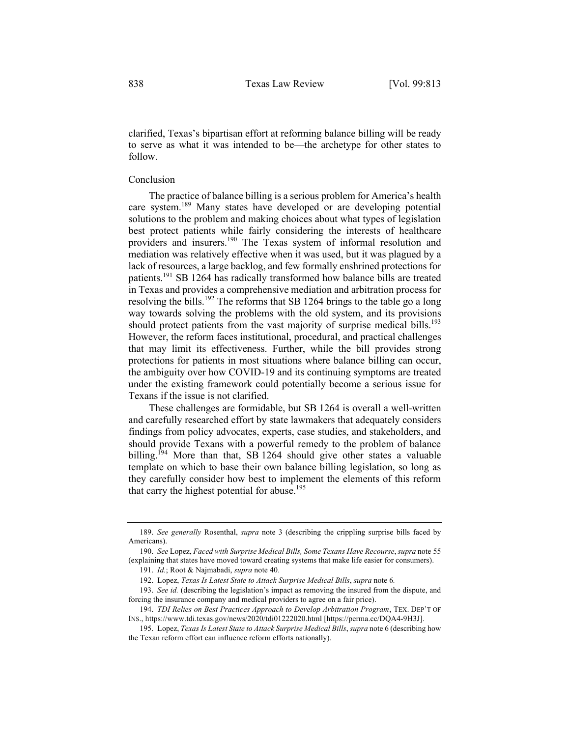clarified, Texas's bipartisan effort at reforming balance billing will be ready to serve as what it was intended to be—the archetype for other states to follow.

## Conclusion

The practice of balance billing is a serious problem for America's health care system.[189] Many states have developed or are developing potential solutions to the problem and making choices about what types of legislation best protect patients while fairly considering the interests of healthcare providers and insurers.[190] The Texas system of informal resolution and mediation was relatively effective when it was used, but it was plagued by a lack of resources, a large backlog, and few formally enshrined protections for patients.[191] SB 1264 has radically transformed how balance bills are treated in Texas and provides a comprehensive mediation and arbitration process for resolving the bills.[192] The reforms that SB 1264 brings to the table go a long way towards solving the problems with the old system, and its provisions should protect patients from the vast majority of surprise medical bills.[193] However, the reform faces institutional, procedural, and practical challenges that may limit its effectiveness. Further, while the bill provides strong protections for patients in most situations where balance billing can occur, the ambiguity over how COVID-19 and its continuing symptoms are treated under the existing framework could potentially become a serious issue for Texans if the issue is not clarified.

These challenges are formidable, but SB 1264 is overall a well-written and carefully researched effort by state lawmakers that adequately considers findings from policy advocates, experts, case studies, and stakeholders, and should provide Texans with a powerful remedy to the problem of balance billing.[194] More than that, SB 1264 should give other states a valuable template on which to base their own balance billing legislation, so long as they carefully consider how best to implement the elements of this reform that carry the highest potential for abuse.[195]

---

189. *See generally* Rosenthal, *supra* note 3 (describing the crippling surprise bills faced by Americans).

190. *See* Lopez, *Faced with Surprise Medical Bills, Some Texans Have Recourse*, *supra* note 55 (explaining that states have moved toward creating systems that make life easier for consumers).

191. *Id.*; Root & Najmabadi, *supra* note 40.

192. Lopez, *Texas Is Latest State to Attack Surprise Medical Bills*, *supra* note 6.

193. *See id.* (describing the legislation's impact as removing the insured from the dispute, and forcing the insurance company and medical providers to agree on a fair price).

194. *TDI Relies on Best Practices Approach to Develop Arbitration Program*, TEX. DEP'T OF INS., https://www.tdi.texas.gov/news/2020/tdi01222020.html [https://perma.cc/DQA4-9H3J].

195. Lopez, *Texas Is Latest State to Attack Surprise Medical Bills*, *supra* note 6 (describing how the Texan reform effort can influence reform efforts nationally).